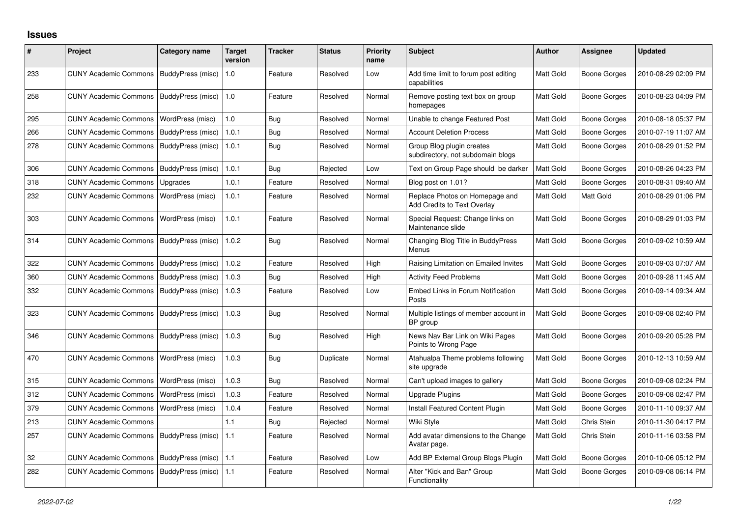# Issues

| # | Project | Category name | Target version | Tracker | Status | Priority name | Subject | Author | Assignee | Updated |
|---|---|---|---|---|---|---|---|---|---|---|
| 233 | CUNY Academic Commons | BuddyPress (misc) | 1.0 | Feature | Resolved | Low | Add time limit to forum post editing capabilities | Matt Gold | Boone Gorges | 2010-08-29 02:09 PM |
| 258 | CUNY Academic Commons | BuddyPress (misc) | 1.0 | Feature | Resolved | Normal | Remove posting text box on group homepages | Matt Gold | Boone Gorges | 2010-08-23 04:09 PM |
| 295 | CUNY Academic Commons | WordPress (misc) | 1.0 | Bug | Resolved | Normal | Unable to change Featured Post | Matt Gold | Boone Gorges | 2010-08-18 05:37 PM |
| 266 | CUNY Academic Commons | BuddyPress (misc) | 1.0.1 | Bug | Resolved | Normal | Account Deletion Process | Matt Gold | Boone Gorges | 2010-07-19 11:07 AM |
| 278 | CUNY Academic Commons | BuddyPress (misc) | 1.0.1 | Bug | Resolved | Normal | Group Blog plugin creates subdirectory, not subdomain blogs | Matt Gold | Boone Gorges | 2010-08-29 01:52 PM |
| 306 | CUNY Academic Commons | BuddyPress (misc) | 1.0.1 | Bug | Rejected | Low | Text on Group Page should be darker | Matt Gold | Boone Gorges | 2010-08-26 04:23 PM |
| 318 | CUNY Academic Commons | Upgrades | 1.0.1 | Feature | Resolved | Normal | Blog post on 1.01? | Matt Gold | Boone Gorges | 2010-08-31 09:40 AM |
| 232 | CUNY Academic Commons | WordPress (misc) | 1.0.1 | Feature | Resolved | Normal | Replace Photos on Homepage and Add Credits to Text Overlay | Matt Gold | Matt Gold | 2010-08-29 01:06 PM |
| 303 | CUNY Academic Commons | WordPress (misc) | 1.0.1 | Feature | Resolved | Normal | Special Request: Change links on Maintenance slide | Matt Gold | Boone Gorges | 2010-08-29 01:03 PM |
| 314 | CUNY Academic Commons | BuddyPress (misc) | 1.0.2 | Bug | Resolved | Normal | Changing Blog Title in BuddyPress Menus | Matt Gold | Boone Gorges | 2010-09-02 10:59 AM |
| 322 | CUNY Academic Commons | BuddyPress (misc) | 1.0.2 | Feature | Resolved | High | Raising Limitation on Emailed Invites | Matt Gold | Boone Gorges | 2010-09-03 07:07 AM |
| 360 | CUNY Academic Commons | BuddyPress (misc) | 1.0.3 | Bug | Resolved | High | Activity Feed Problems | Matt Gold | Boone Gorges | 2010-09-28 11:45 AM |
| 332 | CUNY Academic Commons | BuddyPress (misc) | 1.0.3 | Feature | Resolved | Low | Embed Links in Forum Notification Posts | Matt Gold | Boone Gorges | 2010-09-14 09:34 AM |
| 323 | CUNY Academic Commons | BuddyPress (misc) | 1.0.3 | Bug | Resolved | Normal | Multiple listings of member account in BP group | Matt Gold | Boone Gorges | 2010-09-08 02:40 PM |
| 346 | CUNY Academic Commons | BuddyPress (misc) | 1.0.3 | Bug | Resolved | High | News Nav Bar Link on Wiki Pages Points to Wrong Page | Matt Gold | Boone Gorges | 2010-09-20 05:28 PM |
| 470 | CUNY Academic Commons | WordPress (misc) | 1.0.3 | Bug | Duplicate | Normal | Atahualpa Theme problems following site upgrade | Matt Gold | Boone Gorges | 2010-12-13 10:59 AM |
| 315 | CUNY Academic Commons | WordPress (misc) | 1.0.3 | Bug | Resolved | Normal | Can't upload images to gallery | Matt Gold | Boone Gorges | 2010-09-08 02:24 PM |
| 312 | CUNY Academic Commons | WordPress (misc) | 1.0.3 | Feature | Resolved | Normal | Upgrade Plugins | Matt Gold | Boone Gorges | 2010-09-08 02:47 PM |
| 379 | CUNY Academic Commons | WordPress (misc) | 1.0.4 | Feature | Resolved | Normal | Install Featured Content Plugin | Matt Gold | Boone Gorges | 2010-11-10 09:37 AM |
| 213 | CUNY Academic Commons | | 1.1 | Bug | Rejected | Normal | Wiki Style | Matt Gold | Chris Stein | 2010-11-30 04:17 PM |
| 257 | CUNY Academic Commons | BuddyPress (misc) | 1.1 | Feature | Resolved | Normal | Add avatar dimensions to the Change Avatar page. | Matt Gold | Chris Stein | 2010-11-16 03:58 PM |
| 32 | CUNY Academic Commons | BuddyPress (misc) | 1.1 | Feature | Resolved | Low | Add BP External Group Blogs Plugin | Matt Gold | Boone Gorges | 2010-10-06 05:12 PM |
| 282 | CUNY Academic Commons | BuddyPress (misc) | 1.1 | Feature | Resolved | Normal | Alter "Kick and Ban" Group Functionality | Matt Gold | Boone Gorges | 2010-09-08 06:14 PM |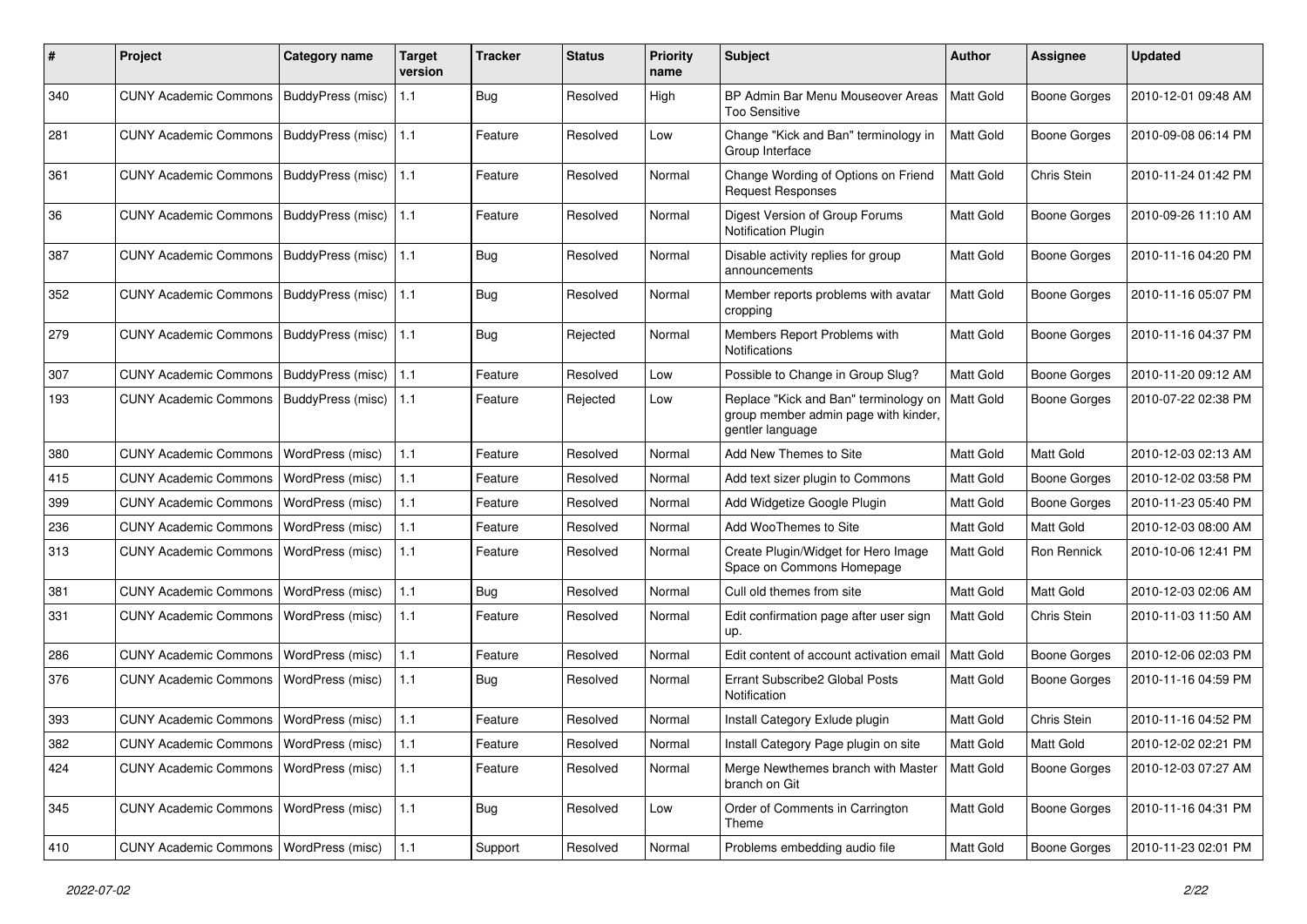| # | Project | Category name | Target version | Tracker | Status | Priority name | Subject | Author | Assignee | Updated |
|---|---|---|---|---|---|---|---|---|---|---|
| 340 | CUNY Academic Commons | BuddyPress (misc) | 1.1 | Bug | Resolved | High | BP Admin Bar Menu Mouseover Areas Too Sensitive | Matt Gold | Boone Gorges | 2010-12-01 09:48 AM |
| 281 | CUNY Academic Commons | BuddyPress (misc) | 1.1 | Feature | Resolved | Low | Change "Kick and Ban" terminology in Group Interface | Matt Gold | Boone Gorges | 2010-09-08 06:14 PM |
| 361 | CUNY Academic Commons | BuddyPress (misc) | 1.1 | Feature | Resolved | Normal | Change Wording of Options on Friend Request Responses | Matt Gold | Chris Stein | 2010-11-24 01:42 PM |
| 36 | CUNY Academic Commons | BuddyPress (misc) | 1.1 | Feature | Resolved | Normal | Digest Version of Group Forums Notification Plugin | Matt Gold | Boone Gorges | 2010-09-26 11:10 AM |
| 387 | CUNY Academic Commons | BuddyPress (misc) | 1.1 | Bug | Resolved | Normal | Disable activity replies for group announcements | Matt Gold | Boone Gorges | 2010-11-16 04:20 PM |
| 352 | CUNY Academic Commons | BuddyPress (misc) | 1.1 | Bug | Resolved | Normal | Member reports problems with avatar cropping | Matt Gold | Boone Gorges | 2010-11-16 05:07 PM |
| 279 | CUNY Academic Commons | BuddyPress (misc) | 1.1 | Bug | Rejected | Normal | Members Report Problems with Notifications | Matt Gold | Boone Gorges | 2010-11-16 04:37 PM |
| 307 | CUNY Academic Commons | BuddyPress (misc) | 1.1 | Feature | Resolved | Low | Possible to Change in Group Slug? | Matt Gold | Boone Gorges | 2010-11-20 09:12 AM |
| 193 | CUNY Academic Commons | BuddyPress (misc) | 1.1 | Feature | Rejected | Low | Replace "Kick and Ban" terminology on group member admin page with kinder, gentler language | Matt Gold | Boone Gorges | 2010-07-22 02:38 PM |
| 380 | CUNY Academic Commons | WordPress (misc) | 1.1 | Feature | Resolved | Normal | Add New Themes to Site | Matt Gold | Matt Gold | 2010-12-03 02:13 AM |
| 415 | CUNY Academic Commons | WordPress (misc) | 1.1 | Feature | Resolved | Normal | Add text sizer plugin to Commons | Matt Gold | Boone Gorges | 2010-12-02 03:58 PM |
| 399 | CUNY Academic Commons | WordPress (misc) | 1.1 | Feature | Resolved | Normal | Add Widgetize Google Plugin | Matt Gold | Boone Gorges | 2010-11-23 05:40 PM |
| 236 | CUNY Academic Commons | WordPress (misc) | 1.1 | Feature | Resolved | Normal | Add WooThemes to Site | Matt Gold | Matt Gold | 2010-12-03 08:00 AM |
| 313 | CUNY Academic Commons | WordPress (misc) | 1.1 | Feature | Resolved | Normal | Create Plugin/Widget for Hero Image Space on Commons Homepage | Matt Gold | Ron Rennick | 2010-10-06 12:41 PM |
| 381 | CUNY Academic Commons | WordPress (misc) | 1.1 | Bug | Resolved | Normal | Cull old themes from site | Matt Gold | Matt Gold | 2010-12-03 02:06 AM |
| 331 | CUNY Academic Commons | WordPress (misc) | 1.1 | Feature | Resolved | Normal | Edit confirmation page after user sign up. | Matt Gold | Chris Stein | 2010-11-03 11:50 AM |
| 286 | CUNY Academic Commons | WordPress (misc) | 1.1 | Feature | Resolved | Normal | Edit content of account activation email | Matt Gold | Boone Gorges | 2010-12-06 02:03 PM |
| 376 | CUNY Academic Commons | WordPress (misc) | 1.1 | Bug | Resolved | Normal | Errant Subscribe2 Global Posts Notification | Matt Gold | Boone Gorges | 2010-11-16 04:59 PM |
| 393 | CUNY Academic Commons | WordPress (misc) | 1.1 | Feature | Resolved | Normal | Install Category Exlude plugin | Matt Gold | Chris Stein | 2010-11-16 04:52 PM |
| 382 | CUNY Academic Commons | WordPress (misc) | 1.1 | Feature | Resolved | Normal | Install Category Page plugin on site | Matt Gold | Matt Gold | 2010-12-02 02:21 PM |
| 424 | CUNY Academic Commons | WordPress (misc) | 1.1 | Feature | Resolved | Normal | Merge Newthemes branch with Master branch on Git | Matt Gold | Boone Gorges | 2010-12-03 07:27 AM |
| 345 | CUNY Academic Commons | WordPress (misc) | 1.1 | Bug | Resolved | Low | Order of Comments in Carrington Theme | Matt Gold | Boone Gorges | 2010-11-16 04:31 PM |
| 410 | CUNY Academic Commons | WordPress (misc) | 1.1 | Support | Resolved | Normal | Problems embedding audio file | Matt Gold | Boone Gorges | 2010-11-23 02:01 PM |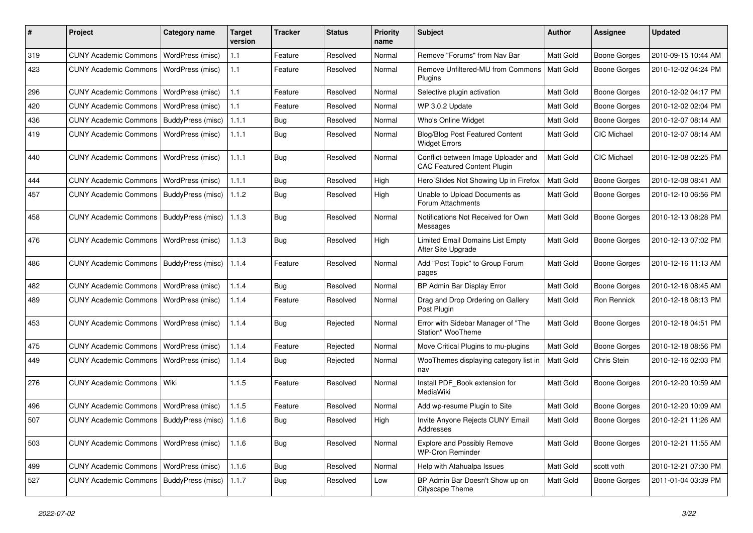| # | Project | Category name | Target version | Tracker | Status | Priority name | Subject | Author | Assignee | Updated |
|---|---|---|---|---|---|---|---|---|---|---|
| 319 | CUNY Academic Commons | WordPress (misc) | 1.1 | Feature | Resolved | Normal | Remove "Forums" from Nav Bar | Matt Gold | Boone Gorges | 2010-09-15 10:44 AM |
| 423 | CUNY Academic Commons | WordPress (misc) | 1.1 | Feature | Resolved | Normal | Remove Unfiltered-MU from Commons Plugins | Matt Gold | Boone Gorges | 2010-12-02 04:24 PM |
| 296 | CUNY Academic Commons | WordPress (misc) | 1.1 | Feature | Resolved | Normal | Selective plugin activation | Matt Gold | Boone Gorges | 2010-12-02 04:17 PM |
| 420 | CUNY Academic Commons | WordPress (misc) | 1.1 | Feature | Resolved | Normal | WP 3.0.2 Update | Matt Gold | Boone Gorges | 2010-12-02 02:04 PM |
| 436 | CUNY Academic Commons | BuddyPress (misc) | 1.1.1 | Bug | Resolved | Normal | Who's Online Widget | Matt Gold | Boone Gorges | 2010-12-07 08:14 AM |
| 419 | CUNY Academic Commons | WordPress (misc) | 1.1.1 | Bug | Resolved | Normal | Blog/Blog Post Featured Content Widget Errors | Matt Gold | CIC Michael | 2010-12-07 08:14 AM |
| 440 | CUNY Academic Commons | WordPress (misc) | 1.1.1 | Bug | Resolved | Normal | Conflict between Image Uploader and CAC Featured Content Plugin | Matt Gold | CIC Michael | 2010-12-08 02:25 PM |
| 444 | CUNY Academic Commons | WordPress (misc) | 1.1.1 | Bug | Resolved | High | Hero Slides Not Showing Up in Firefox | Matt Gold | Boone Gorges | 2010-12-08 08:41 AM |
| 457 | CUNY Academic Commons | BuddyPress (misc) | 1.1.2 | Bug | Resolved | High | Unable to Upload Documents as Forum Attachments | Matt Gold | Boone Gorges | 2010-12-10 06:56 PM |
| 458 | CUNY Academic Commons | BuddyPress (misc) | 1.1.3 | Bug | Resolved | Normal | Notifications Not Received for Own Messages | Matt Gold | Boone Gorges | 2010-12-13 08:28 PM |
| 476 | CUNY Academic Commons | WordPress (misc) | 1.1.3 | Bug | Resolved | High | Limited Email Domains List Empty After Site Upgrade | Matt Gold | Boone Gorges | 2010-12-13 07:02 PM |
| 486 | CUNY Academic Commons | BuddyPress (misc) | 1.1.4 | Feature | Resolved | Normal | Add "Post Topic" to Group Forum pages | Matt Gold | Boone Gorges | 2010-12-16 11:13 AM |
| 482 | CUNY Academic Commons | WordPress (misc) | 1.1.4 | Bug | Resolved | Normal | BP Admin Bar Display Error | Matt Gold | Boone Gorges | 2010-12-16 08:45 AM |
| 489 | CUNY Academic Commons | WordPress (misc) | 1.1.4 | Feature | Resolved | Normal | Drag and Drop Ordering on Gallery Post Plugin | Matt Gold | Ron Rennick | 2010-12-18 08:13 PM |
| 453 | CUNY Academic Commons | WordPress (misc) | 1.1.4 | Bug | Rejected | Normal | Error with Sidebar Manager of "The Station" WooTheme | Matt Gold | Boone Gorges | 2010-12-18 04:51 PM |
| 475 | CUNY Academic Commons | WordPress (misc) | 1.1.4 | Feature | Rejected | Normal | Move Critical Plugins to mu-plugins | Matt Gold | Boone Gorges | 2010-12-18 08:56 PM |
| 449 | CUNY Academic Commons | WordPress (misc) | 1.1.4 | Bug | Rejected | Normal | WooThemes displaying category list in nav | Matt Gold | Chris Stein | 2010-12-16 02:03 PM |
| 276 | CUNY Academic Commons | Wiki | 1.1.5 | Feature | Resolved | Normal | Install PDF_Book extension for MediaWiki | Matt Gold | Boone Gorges | 2010-12-20 10:59 AM |
| 496 | CUNY Academic Commons | WordPress (misc) | 1.1.5 | Feature | Resolved | Normal | Add wp-resume Plugin to Site | Matt Gold | Boone Gorges | 2010-12-20 10:09 AM |
| 507 | CUNY Academic Commons | BuddyPress (misc) | 1.1.6 | Bug | Resolved | High | Invite Anyone Rejects CUNY Email Addresses | Matt Gold | Boone Gorges | 2010-12-21 11:26 AM |
| 503 | CUNY Academic Commons | WordPress (misc) | 1.1.6 | Bug | Resolved | Normal | Explore and Possibly Remove WP-Cron Reminder | Matt Gold | Boone Gorges | 2010-12-21 11:55 AM |
| 499 | CUNY Academic Commons | WordPress (misc) | 1.1.6 | Bug | Resolved | Normal | Help with Atahualpa Issues | Matt Gold | scott voth | 2010-12-21 07:30 PM |
| 527 | CUNY Academic Commons | BuddyPress (misc) | 1.1.7 | Bug | Resolved | Low | BP Admin Bar Doesn't Show up on Cityscape Theme | Matt Gold | Boone Gorges | 2011-01-04 03:39 PM |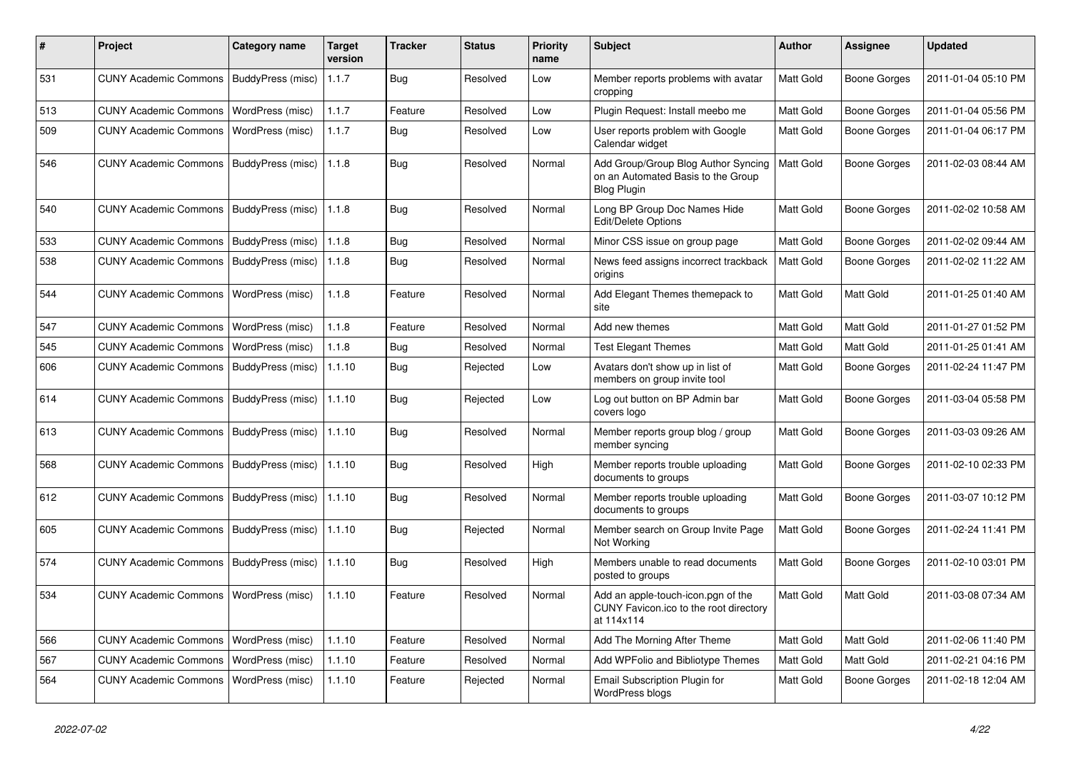| # | Project | Category name | Target version | Tracker | Status | Priority name | Subject | Author | Assignee | Updated |
|---|---|---|---|---|---|---|---|---|---|---|
| 531 | CUNY Academic Commons | BuddyPress (misc) | 1.1.7 | Bug | Resolved | Low | Member reports problems with avatar cropping | Matt Gold | Boone Gorges | 2011-01-04 05:10 PM |
| 513 | CUNY Academic Commons | WordPress (misc) | 1.1.7 | Feature | Resolved | Low | Plugin Request: Install meebo me | Matt Gold | Boone Gorges | 2011-01-04 05:56 PM |
| 509 | CUNY Academic Commons | WordPress (misc) | 1.1.7 | Bug | Resolved | Low | User reports problem with Google Calendar widget | Matt Gold | Boone Gorges | 2011-01-04 06:17 PM |
| 546 | CUNY Academic Commons | BuddyPress (misc) | 1.1.8 | Bug | Resolved | Normal | Add Group/Group Blog Author Syncing on an Automated Basis to the Group Blog Plugin | Matt Gold | Boone Gorges | 2011-02-03 08:44 AM |
| 540 | CUNY Academic Commons | BuddyPress (misc) | 1.1.8 | Bug | Resolved | Normal | Long BP Group Doc Names Hide Edit/Delete Options | Matt Gold | Boone Gorges | 2011-02-02 10:58 AM |
| 533 | CUNY Academic Commons | BuddyPress (misc) | 1.1.8 | Bug | Resolved | Normal | Minor CSS issue on group page | Matt Gold | Boone Gorges | 2011-02-02 09:44 AM |
| 538 | CUNY Academic Commons | BuddyPress (misc) | 1.1.8 | Bug | Resolved | Normal | News feed assigns incorrect trackback origins | Matt Gold | Boone Gorges | 2011-02-02 11:22 AM |
| 544 | CUNY Academic Commons | WordPress (misc) | 1.1.8 | Feature | Resolved | Normal | Add Elegant Themes themepack to site | Matt Gold | Matt Gold | 2011-01-25 01:40 AM |
| 547 | CUNY Academic Commons | WordPress (misc) | 1.1.8 | Feature | Resolved | Normal | Add new themes | Matt Gold | Matt Gold | 2011-01-27 01:52 PM |
| 545 | CUNY Academic Commons | WordPress (misc) | 1.1.8 | Bug | Resolved | Normal | Test Elegant Themes | Matt Gold | Matt Gold | 2011-01-25 01:41 AM |
| 606 | CUNY Academic Commons | BuddyPress (misc) | 1.1.10 | Bug | Rejected | Low | Avatars don't show up in list of members on group invite tool | Matt Gold | Boone Gorges | 2011-02-24 11:47 PM |
| 614 | CUNY Academic Commons | BuddyPress (misc) | 1.1.10 | Bug | Rejected | Low | Log out button on BP Admin bar covers logo | Matt Gold | Boone Gorges | 2011-03-04 05:58 PM |
| 613 | CUNY Academic Commons | BuddyPress (misc) | 1.1.10 | Bug | Resolved | Normal | Member reports group blog / group member syncing | Matt Gold | Boone Gorges | 2011-03-03 09:26 AM |
| 568 | CUNY Academic Commons | BuddyPress (misc) | 1.1.10 | Bug | Resolved | High | Member reports trouble uploading documents to groups | Matt Gold | Boone Gorges | 2011-02-10 02:33 PM |
| 612 | CUNY Academic Commons | BuddyPress (misc) | 1.1.10 | Bug | Resolved | Normal | Member reports trouble uploading documents to groups | Matt Gold | Boone Gorges | 2011-03-07 10:12 PM |
| 605 | CUNY Academic Commons | BuddyPress (misc) | 1.1.10 | Bug | Rejected | Normal | Member search on Group Invite Page Not Working | Matt Gold | Boone Gorges | 2011-02-24 11:41 PM |
| 574 | CUNY Academic Commons | BuddyPress (misc) | 1.1.10 | Bug | Resolved | High | Members unable to read documents posted to groups | Matt Gold | Boone Gorges | 2011-02-10 03:01 PM |
| 534 | CUNY Academic Commons | WordPress (misc) | 1.1.10 | Feature | Resolved | Normal | Add an apple-touch-icon.pgn of the CUNY Favicon.ico to the root directory at 114x114 | Matt Gold | Matt Gold | 2011-03-08 07:34 AM |
| 566 | CUNY Academic Commons | WordPress (misc) | 1.1.10 | Feature | Resolved | Normal | Add The Morning After Theme | Matt Gold | Matt Gold | 2011-02-06 11:40 PM |
| 567 | CUNY Academic Commons | WordPress (misc) | 1.1.10 | Feature | Resolved | Normal | Add WPFolio and Bibliotype Themes | Matt Gold | Matt Gold | 2011-02-21 04:16 PM |
| 564 | CUNY Academic Commons | WordPress (misc) | 1.1.10 | Feature | Rejected | Normal | Email Subscription Plugin for WordPress blogs | Matt Gold | Boone Gorges | 2011-02-18 12:04 AM |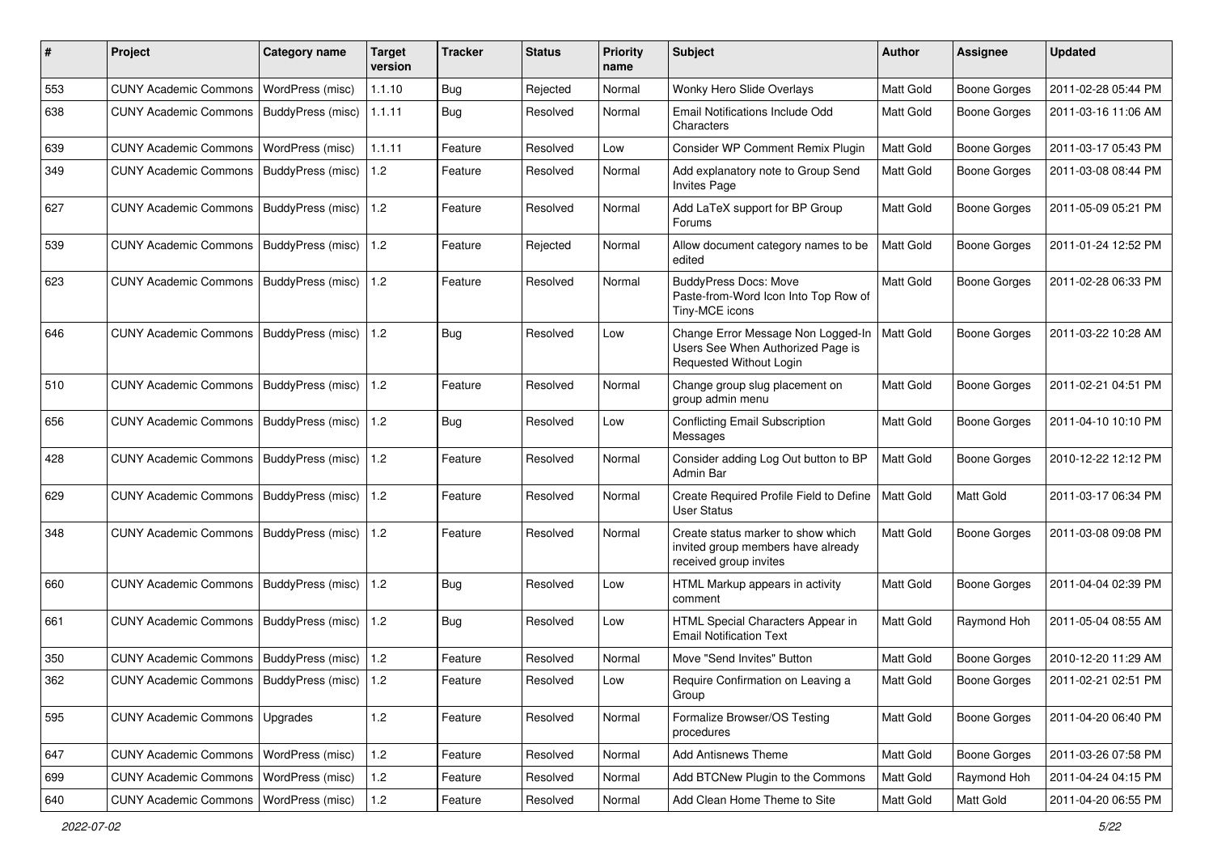| # | Project | Category name | Target version | Tracker | Status | Priority name | Subject | Author | Assignee | Updated |
|---|---|---|---|---|---|---|---|---|---|---|
| 553 | CUNY Academic Commons | WordPress (misc) | 1.1.10 | Bug | Rejected | Normal | Wonky Hero Slide Overlays | Matt Gold | Boone Gorges | 2011-02-28 05:44 PM |
| 638 | CUNY Academic Commons | BuddyPress (misc) | 1.1.11 | Bug | Resolved | Normal | Email Notifications Include Odd Characters | Matt Gold | Boone Gorges | 2011-03-16 11:06 AM |
| 639 | CUNY Academic Commons | WordPress (misc) | 1.1.11 | Feature | Resolved | Low | Consider WP Comment Remix Plugin | Matt Gold | Boone Gorges | 2011-03-17 05:43 PM |
| 349 | CUNY Academic Commons | BuddyPress (misc) | 1.2 | Feature | Resolved | Normal | Add explanatory note to Group Send Invites Page | Matt Gold | Boone Gorges | 2011-03-08 08:44 PM |
| 627 | CUNY Academic Commons | BuddyPress (misc) | 1.2 | Feature | Resolved | Normal | Add LaTeX support for BP Group Forums | Matt Gold | Boone Gorges | 2011-05-09 05:21 PM |
| 539 | CUNY Academic Commons | BuddyPress (misc) | 1.2 | Feature | Rejected | Normal | Allow document category names to be edited | Matt Gold | Boone Gorges | 2011-01-24 12:52 PM |
| 623 | CUNY Academic Commons | BuddyPress (misc) | 1.2 | Feature | Resolved | Normal | BuddyPress Docs: Move Paste-from-Word Icon Into Top Row of Tiny-MCE icons | Matt Gold | Boone Gorges | 2011-02-28 06:33 PM |
| 646 | CUNY Academic Commons | BuddyPress (misc) | 1.2 | Bug | Resolved | Low | Change Error Message Non Logged-In Users See When Authorized Page is Requested Without Login | Matt Gold | Boone Gorges | 2011-03-22 10:28 AM |
| 510 | CUNY Academic Commons | BuddyPress (misc) | 1.2 | Feature | Resolved | Normal | Change group slug placement on group admin menu | Matt Gold | Boone Gorges | 2011-02-21 04:51 PM |
| 656 | CUNY Academic Commons | BuddyPress (misc) | 1.2 | Bug | Resolved | Low | Conflicting Email Subscription Messages | Matt Gold | Boone Gorges | 2011-04-10 10:10 PM |
| 428 | CUNY Academic Commons | BuddyPress (misc) | 1.2 | Feature | Resolved | Normal | Consider adding Log Out button to BP Admin Bar | Matt Gold | Boone Gorges | 2010-12-22 12:12 PM |
| 629 | CUNY Academic Commons | BuddyPress (misc) | 1.2 | Feature | Resolved | Normal | Create Required Profile Field to Define User Status | Matt Gold | Matt Gold | 2011-03-17 06:34 PM |
| 348 | CUNY Academic Commons | BuddyPress (misc) | 1.2 | Feature | Resolved | Normal | Create status marker to show which invited group members have already received group invites | Matt Gold | Boone Gorges | 2011-03-08 09:08 PM |
| 660 | CUNY Academic Commons | BuddyPress (misc) | 1.2 | Bug | Resolved | Low | HTML Markup appears in activity comment | Matt Gold | Boone Gorges | 2011-04-04 02:39 PM |
| 661 | CUNY Academic Commons | BuddyPress (misc) | 1.2 | Bug | Resolved | Low | HTML Special Characters Appear in Email Notification Text | Matt Gold | Raymond Hoh | 2011-05-04 08:55 AM |
| 350 | CUNY Academic Commons | BuddyPress (misc) | 1.2 | Feature | Resolved | Normal | Move "Send Invites" Button | Matt Gold | Boone Gorges | 2010-12-20 11:29 AM |
| 362 | CUNY Academic Commons | BuddyPress (misc) | 1.2 | Feature | Resolved | Low | Require Confirmation on Leaving a Group | Matt Gold | Boone Gorges | 2011-02-21 02:51 PM |
| 595 | CUNY Academic Commons | Upgrades | 1.2 | Feature | Resolved | Normal | Formalize Browser/OS Testing procedures | Matt Gold | Boone Gorges | 2011-04-20 06:40 PM |
| 647 | CUNY Academic Commons | WordPress (misc) | 1.2 | Feature | Resolved | Normal | Add Antisnews Theme | Matt Gold | Boone Gorges | 2011-03-26 07:58 PM |
| 699 | CUNY Academic Commons | WordPress (misc) | 1.2 | Feature | Resolved | Normal | Add BTCNew Plugin to the Commons | Matt Gold | Raymond Hoh | 2011-04-24 04:15 PM |
| 640 | CUNY Academic Commons | WordPress (misc) | 1.2 | Feature | Resolved | Normal | Add Clean Home Theme to Site | Matt Gold | Matt Gold | 2011-04-20 06:55 PM |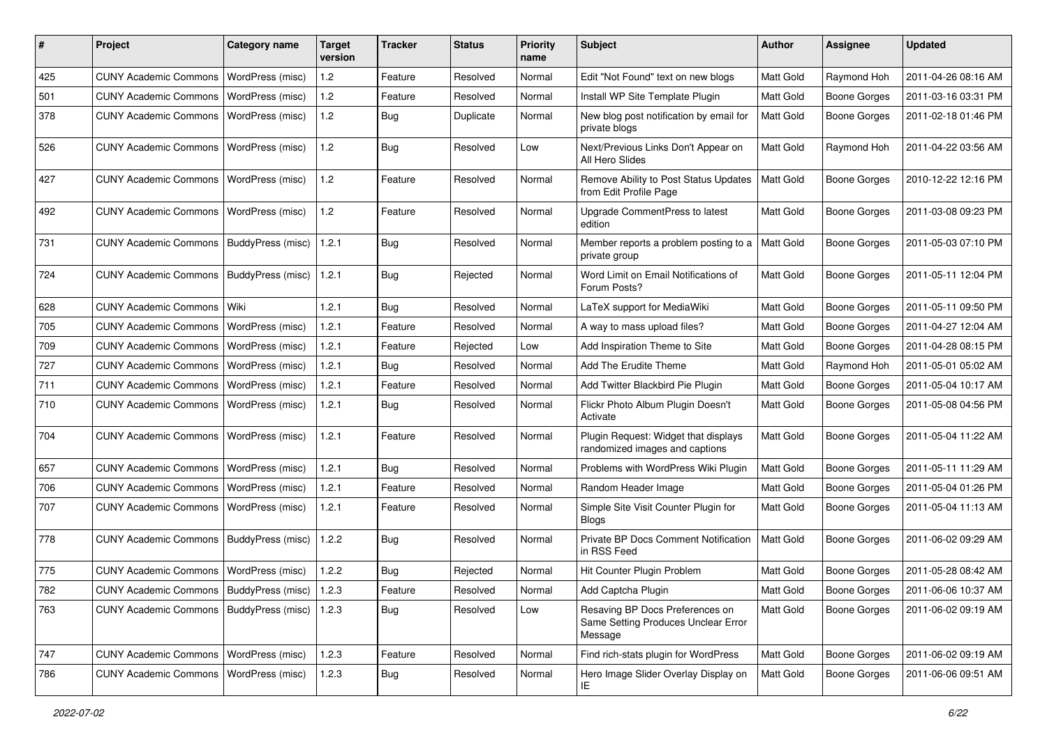| # | Project | Category name | Target version | Tracker | Status | Priority name | Subject | Author | Assignee | Updated |
|---|---|---|---|---|---|---|---|---|---|---|
| 425 | CUNY Academic Commons | WordPress (misc) | 1.2 | Feature | Resolved | Normal | Edit "Not Found" text on new blogs | Matt Gold | Raymond Hoh | 2011-04-26 08:16 AM |
| 501 | CUNY Academic Commons | WordPress (misc) | 1.2 | Feature | Resolved | Normal | Install WP Site Template Plugin | Matt Gold | Boone Gorges | 2011-03-16 03:31 PM |
| 378 | CUNY Academic Commons | WordPress (misc) | 1.2 | Bug | Duplicate | Normal | New blog post notification by email for private blogs | Matt Gold | Boone Gorges | 2011-02-18 01:46 PM |
| 526 | CUNY Academic Commons | WordPress (misc) | 1.2 | Bug | Resolved | Low | Next/Previous Links Don't Appear on All Hero Slides | Matt Gold | Raymond Hoh | 2011-04-22 03:56 AM |
| 427 | CUNY Academic Commons | WordPress (misc) | 1.2 | Feature | Resolved | Normal | Remove Ability to Post Status Updates from Edit Profile Page | Matt Gold | Boone Gorges | 2010-12-22 12:16 PM |
| 492 | CUNY Academic Commons | WordPress (misc) | 1.2 | Feature | Resolved | Normal | Upgrade CommentPress to latest edition | Matt Gold | Boone Gorges | 2011-03-08 09:23 PM |
| 731 | CUNY Academic Commons | BuddyPress (misc) | 1.2.1 | Bug | Resolved | Normal | Member reports a problem posting to a private group | Matt Gold | Boone Gorges | 2011-05-03 07:10 PM |
| 724 | CUNY Academic Commons | BuddyPress (misc) | 1.2.1 | Bug | Rejected | Normal | Word Limit on Email Notifications of Forum Posts? | Matt Gold | Boone Gorges | 2011-05-11 12:04 PM |
| 628 | CUNY Academic Commons | Wiki | 1.2.1 | Bug | Resolved | Normal | LaTeX support for MediaWiki | Matt Gold | Boone Gorges | 2011-05-11 09:50 PM |
| 705 | CUNY Academic Commons | WordPress (misc) | 1.2.1 | Feature | Resolved | Normal | A way to mass upload files? | Matt Gold | Boone Gorges | 2011-04-27 12:04 AM |
| 709 | CUNY Academic Commons | WordPress (misc) | 1.2.1 | Feature | Rejected | Low | Add Inspiration Theme to Site | Matt Gold | Boone Gorges | 2011-04-28 08:15 PM |
| 727 | CUNY Academic Commons | WordPress (misc) | 1.2.1 | Bug | Resolved | Normal | Add The Erudite Theme | Matt Gold | Raymond Hoh | 2011-05-01 05:02 AM |
| 711 | CUNY Academic Commons | WordPress (misc) | 1.2.1 | Feature | Resolved | Normal | Add Twitter Blackbird Pie Plugin | Matt Gold | Boone Gorges | 2011-05-04 10:17 AM |
| 710 | CUNY Academic Commons | WordPress (misc) | 1.2.1 | Bug | Resolved | Normal | Flickr Photo Album Plugin Doesn't Activate | Matt Gold | Boone Gorges | 2011-05-08 04:56 PM |
| 704 | CUNY Academic Commons | WordPress (misc) | 1.2.1 | Feature | Resolved | Normal | Plugin Request: Widget that displays randomized images and captions | Matt Gold | Boone Gorges | 2011-05-04 11:22 AM |
| 657 | CUNY Academic Commons | WordPress (misc) | 1.2.1 | Bug | Resolved | Normal | Problems with WordPress Wiki Plugin | Matt Gold | Boone Gorges | 2011-05-11 11:29 AM |
| 706 | CUNY Academic Commons | WordPress (misc) | 1.2.1 | Feature | Resolved | Normal | Random Header Image | Matt Gold | Boone Gorges | 2011-05-04 01:26 PM |
| 707 | CUNY Academic Commons | WordPress (misc) | 1.2.1 | Feature | Resolved | Normal | Simple Site Visit Counter Plugin for Blogs | Matt Gold | Boone Gorges | 2011-05-04 11:13 AM |
| 778 | CUNY Academic Commons | BuddyPress (misc) | 1.2.2 | Bug | Resolved | Normal | Private BP Docs Comment Notification in RSS Feed | Matt Gold | Boone Gorges | 2011-06-02 09:29 AM |
| 775 | CUNY Academic Commons | WordPress (misc) | 1.2.2 | Bug | Rejected | Normal | Hit Counter Plugin Problem | Matt Gold | Boone Gorges | 2011-05-28 08:42 AM |
| 782 | CUNY Academic Commons | BuddyPress (misc) | 1.2.3 | Feature | Resolved | Normal | Add Captcha Plugin | Matt Gold | Boone Gorges | 2011-06-06 10:37 AM |
| 763 | CUNY Academic Commons | BuddyPress (misc) | 1.2.3 | Bug | Resolved | Low | Resaving BP Docs Preferences on Same Setting Produces Unclear Error Message | Matt Gold | Boone Gorges | 2011-06-02 09:19 AM |
| 747 | CUNY Academic Commons | WordPress (misc) | 1.2.3 | Feature | Resolved | Normal | Find rich-stats plugin for WordPress | Matt Gold | Boone Gorges | 2011-06-02 09:19 AM |
| 786 | CUNY Academic Commons | WordPress (misc) | 1.2.3 | Bug | Resolved | Normal | Hero Image Slider Overlay Display on IE | Matt Gold | Boone Gorges | 2011-06-06 09:51 AM |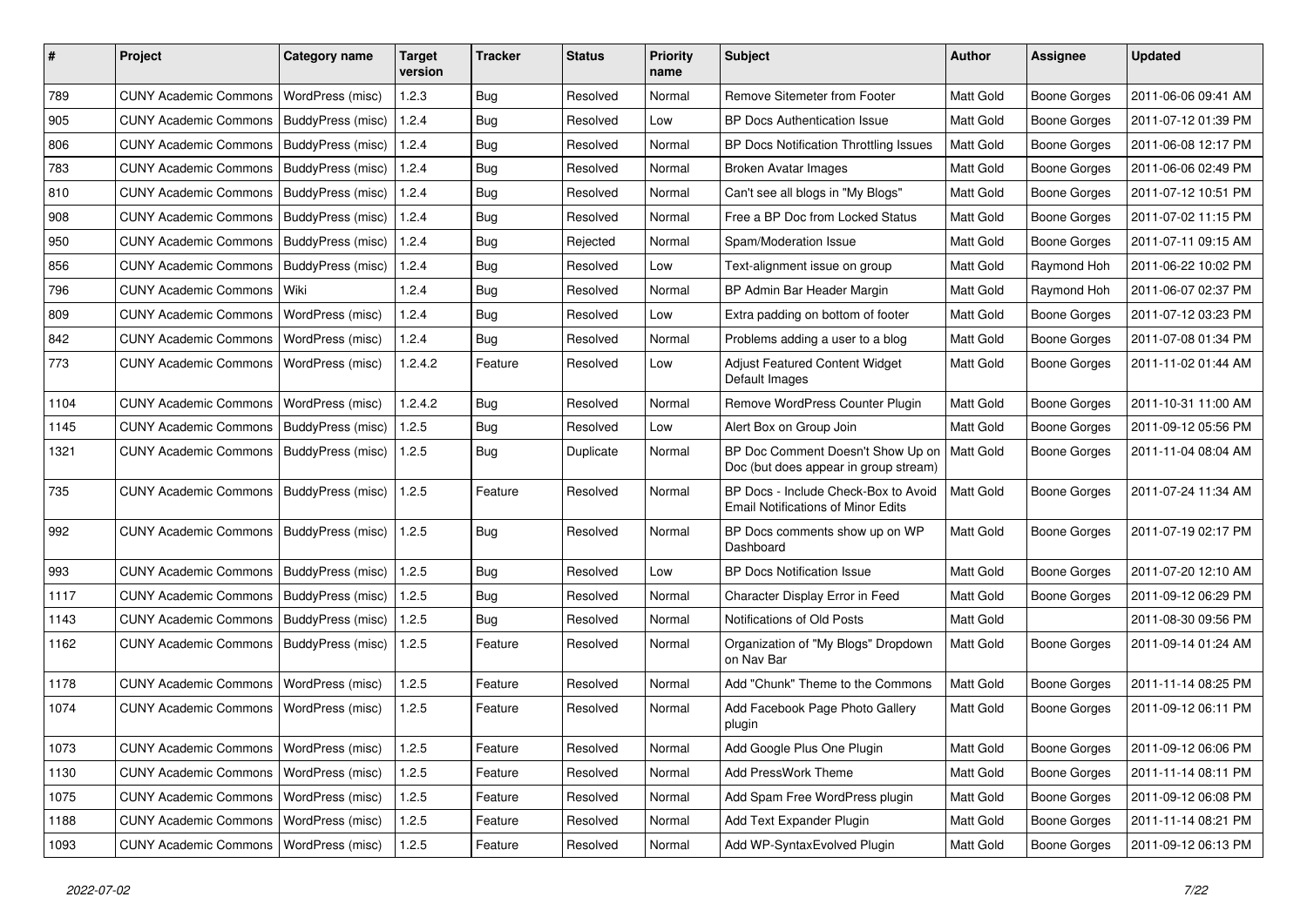| # | Project | Category name | Target version | Tracker | Status | Priority name | Subject | Author | Assignee | Updated |
|---|---|---|---|---|---|---|---|---|---|---|
| 789 | CUNY Academic Commons | WordPress (misc) | 1.2.3 | Bug | Resolved | Normal | Remove Sitemeter from Footer | Matt Gold | Boone Gorges | 2011-06-06 09:41 AM |
| 905 | CUNY Academic Commons | BuddyPress (misc) | 1.2.4 | Bug | Resolved | Low | BP Docs Authentication Issue | Matt Gold | Boone Gorges | 2011-07-12 01:39 PM |
| 806 | CUNY Academic Commons | BuddyPress (misc) | 1.2.4 | Bug | Resolved | Normal | BP Docs Notification Throttling Issues | Matt Gold | Boone Gorges | 2011-06-08 12:17 PM |
| 783 | CUNY Academic Commons | BuddyPress (misc) | 1.2.4 | Bug | Resolved | Normal | Broken Avatar Images | Matt Gold | Boone Gorges | 2011-06-06 02:49 PM |
| 810 | CUNY Academic Commons | BuddyPress (misc) | 1.2.4 | Bug | Resolved | Normal | Can't see all blogs in "My Blogs" | Matt Gold | Boone Gorges | 2011-07-12 10:51 PM |
| 908 | CUNY Academic Commons | BuddyPress (misc) | 1.2.4 | Bug | Resolved | Normal | Free a BP Doc from Locked Status | Matt Gold | Boone Gorges | 2011-07-02 11:15 PM |
| 950 | CUNY Academic Commons | BuddyPress (misc) | 1.2.4 | Bug | Rejected | Normal | Spam/Moderation Issue | Matt Gold | Boone Gorges | 2011-07-11 09:15 AM |
| 856 | CUNY Academic Commons | BuddyPress (misc) | 1.2.4 | Bug | Resolved | Low | Text-alignment issue on group | Matt Gold | Raymond Hoh | 2011-06-22 10:02 PM |
| 796 | CUNY Academic Commons | Wiki | 1.2.4 | Bug | Resolved | Normal | BP Admin Bar Header Margin | Matt Gold | Raymond Hoh | 2011-06-07 02:37 PM |
| 809 | CUNY Academic Commons | WordPress (misc) | 1.2.4 | Bug | Resolved | Low | Extra padding on bottom of footer | Matt Gold | Boone Gorges | 2011-07-12 03:23 PM |
| 842 | CUNY Academic Commons | WordPress (misc) | 1.2.4 | Bug | Resolved | Normal | Problems adding a user to a blog | Matt Gold | Boone Gorges | 2011-07-08 01:34 PM |
| 773 | CUNY Academic Commons | WordPress (misc) | 1.2.4.2 | Feature | Resolved | Low | Adjust Featured Content Widget Default Images | Matt Gold | Boone Gorges | 2011-11-02 01:44 AM |
| 1104 | CUNY Academic Commons | WordPress (misc) | 1.2.4.2 | Bug | Resolved | Normal | Remove WordPress Counter Plugin | Matt Gold | Boone Gorges | 2011-10-31 11:00 AM |
| 1145 | CUNY Academic Commons | BuddyPress (misc) | 1.2.5 | Bug | Resolved | Low | Alert Box on Group Join | Matt Gold | Boone Gorges | 2011-09-12 05:56 PM |
| 1321 | CUNY Academic Commons | BuddyPress (misc) | 1.2.5 | Bug | Duplicate | Normal | BP Doc Comment Doesn't Show Up on Doc (but does appear in group stream) | Matt Gold | Boone Gorges | 2011-11-04 08:04 AM |
| 735 | CUNY Academic Commons | BuddyPress (misc) | 1.2.5 | Feature | Resolved | Normal | BP Docs - Include Check-Box to Avoid Email Notifications of Minor Edits | Matt Gold | Boone Gorges | 2011-07-24 11:34 AM |
| 992 | CUNY Academic Commons | BuddyPress (misc) | 1.2.5 | Bug | Resolved | Normal | BP Docs comments show up on WP Dashboard | Matt Gold | Boone Gorges | 2011-07-19 02:17 PM |
| 993 | CUNY Academic Commons | BuddyPress (misc) | 1.2.5 | Bug | Resolved | Low | BP Docs Notification Issue | Matt Gold | Boone Gorges | 2011-07-20 12:10 AM |
| 1117 | CUNY Academic Commons | BuddyPress (misc) | 1.2.5 | Bug | Resolved | Normal | Character Display Error in Feed | Matt Gold | Boone Gorges | 2011-09-12 06:29 PM |
| 1143 | CUNY Academic Commons | BuddyPress (misc) | 1.2.5 | Bug | Resolved | Normal | Notifications of Old Posts | Matt Gold | | 2011-08-30 09:56 PM |
| 1162 | CUNY Academic Commons | BuddyPress (misc) | 1.2.5 | Feature | Resolved | Normal | Organization of "My Blogs" Dropdown on Nav Bar | Matt Gold | Boone Gorges | 2011-09-14 01:24 AM |
| 1178 | CUNY Academic Commons | WordPress (misc) | 1.2.5 | Feature | Resolved | Normal | Add "Chunk" Theme to the Commons | Matt Gold | Boone Gorges | 2011-11-14 08:25 PM |
| 1074 | CUNY Academic Commons | WordPress (misc) | 1.2.5 | Feature | Resolved | Normal | Add Facebook Page Photo Gallery plugin | Matt Gold | Boone Gorges | 2011-09-12 06:11 PM |
| 1073 | CUNY Academic Commons | WordPress (misc) | 1.2.5 | Feature | Resolved | Normal | Add Google Plus One Plugin | Matt Gold | Boone Gorges | 2011-09-12 06:06 PM |
| 1130 | CUNY Academic Commons | WordPress (misc) | 1.2.5 | Feature | Resolved | Normal | Add PressWork Theme | Matt Gold | Boone Gorges | 2011-11-14 08:11 PM |
| 1075 | CUNY Academic Commons | WordPress (misc) | 1.2.5 | Feature | Resolved | Normal | Add Spam Free WordPress plugin | Matt Gold | Boone Gorges | 2011-09-12 06:08 PM |
| 1188 | CUNY Academic Commons | WordPress (misc) | 1.2.5 | Feature | Resolved | Normal | Add Text Expander Plugin | Matt Gold | Boone Gorges | 2011-11-14 08:21 PM |
| 1093 | CUNY Academic Commons | WordPress (misc) | 1.2.5 | Feature | Resolved | Normal | Add WP-SyntaxEvolved Plugin | Matt Gold | Boone Gorges | 2011-09-12 06:13 PM |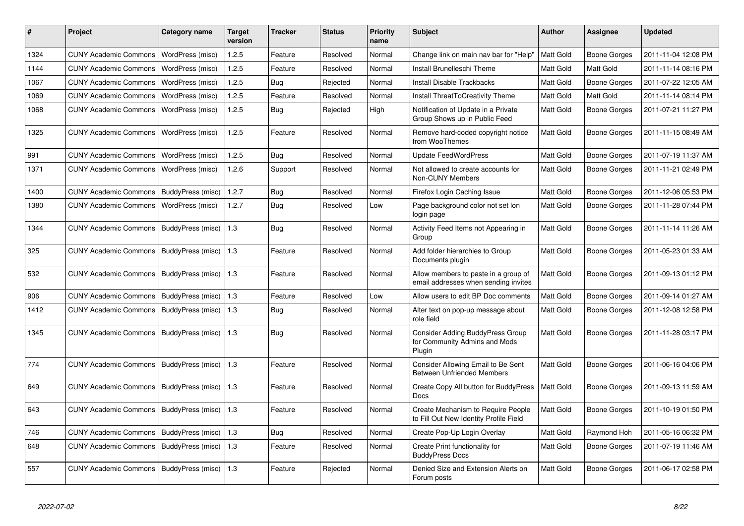| # | Project | Category name | Target version | Tracker | Status | Priority name | Subject | Author | Assignee | Updated |
|---|---|---|---|---|---|---|---|---|---|---|
| 1324 | CUNY Academic Commons | WordPress (misc) | 1.2.5 | Feature | Resolved | Normal | Change link on main nav bar for "Help" | Matt Gold | Boone Gorges | 2011-11-04 12:08 PM |
| 1144 | CUNY Academic Commons | WordPress (misc) | 1.2.5 | Feature | Resolved | Normal | Install Brunelleschi Theme | Matt Gold | Matt Gold | 2011-11-14 08:16 PM |
| 1067 | CUNY Academic Commons | WordPress (misc) | 1.2.5 | Bug | Rejected | Normal | Install Disable Trackbacks | Matt Gold | Boone Gorges | 2011-07-22 12:05 AM |
| 1069 | CUNY Academic Commons | WordPress (misc) | 1.2.5 | Feature | Resolved | Normal | Install ThreatToCreativity Theme | Matt Gold | Matt Gold | 2011-11-14 08:14 PM |
| 1068 | CUNY Academic Commons | WordPress (misc) | 1.2.5 | Bug | Rejected | High | Notification of Update in a Private Group Shows up in Public Feed | Matt Gold | Boone Gorges | 2011-07-21 11:27 PM |
| 1325 | CUNY Academic Commons | WordPress (misc) | 1.2.5 | Feature | Resolved | Normal | Remove hard-coded copyright notice from WooThemes | Matt Gold | Boone Gorges | 2011-11-15 08:49 AM |
| 991 | CUNY Academic Commons | WordPress (misc) | 1.2.5 | Bug | Resolved | Normal | Update FeedWordPress | Matt Gold | Boone Gorges | 2011-07-19 11:37 AM |
| 1371 | CUNY Academic Commons | WordPress (misc) | 1.2.6 | Support | Resolved | Normal | Not allowed to create accounts for Non-CUNY Members | Matt Gold | Boone Gorges | 2011-11-21 02:49 PM |
| 1400 | CUNY Academic Commons | BuddyPress (misc) | 1.2.7 | Bug | Resolved | Normal | Firefox Login Caching Issue | Matt Gold | Boone Gorges | 2011-12-06 05:53 PM |
| 1380 | CUNY Academic Commons | WordPress (misc) | 1.2.7 | Bug | Resolved | Low | Page background color not set lon login page | Matt Gold | Boone Gorges | 2011-11-28 07:44 PM |
| 1344 | CUNY Academic Commons | BuddyPress (misc) | 1.3 | Bug | Resolved | Normal | Activity Feed Items not Appearing in Group | Matt Gold | Boone Gorges | 2011-11-14 11:26 AM |
| 325 | CUNY Academic Commons | BuddyPress (misc) | 1.3 | Feature | Resolved | Normal | Add folder hierarchies to Group Documents plugin | Matt Gold | Boone Gorges | 2011-05-23 01:33 AM |
| 532 | CUNY Academic Commons | BuddyPress (misc) | 1.3 | Feature | Resolved | Normal | Allow members to paste in a group of email addresses when sending invites | Matt Gold | Boone Gorges | 2011-09-13 01:12 PM |
| 906 | CUNY Academic Commons | BuddyPress (misc) | 1.3 | Feature | Resolved | Low | Allow users to edit BP Doc comments | Matt Gold | Boone Gorges | 2011-09-14 01:27 AM |
| 1412 | CUNY Academic Commons | BuddyPress (misc) | 1.3 | Bug | Resolved | Normal | Alter text on pop-up message about role field | Matt Gold | Boone Gorges | 2011-12-08 12:58 PM |
| 1345 | CUNY Academic Commons | BuddyPress (misc) | 1.3 | Bug | Resolved | Normal | Consider Adding BuddyPress Group for Community Admins and Mods Plugin | Matt Gold | Boone Gorges | 2011-11-28 03:17 PM |
| 774 | CUNY Academic Commons | BuddyPress (misc) | 1.3 | Feature | Resolved | Normal | Consider Allowing Email to Be Sent Between Unfriended Members | Matt Gold | Boone Gorges | 2011-06-16 04:06 PM |
| 649 | CUNY Academic Commons | BuddyPress (misc) | 1.3 | Feature | Resolved | Normal | Create Copy All button for BuddyPress Docs | Matt Gold | Boone Gorges | 2011-09-13 11:59 AM |
| 643 | CUNY Academic Commons | BuddyPress (misc) | 1.3 | Feature | Resolved | Normal | Create Mechanism to Require People to Fill Out New Identity Profile Field | Matt Gold | Boone Gorges | 2011-10-19 01:50 PM |
| 746 | CUNY Academic Commons | BuddyPress (misc) | 1.3 | Bug | Resolved | Normal | Create Pop-Up Login Overlay | Matt Gold | Raymond Hoh | 2011-05-16 06:32 PM |
| 648 | CUNY Academic Commons | BuddyPress (misc) | 1.3 | Feature | Resolved | Normal | Create Print functionality for BuddyPress Docs | Matt Gold | Boone Gorges | 2011-07-19 11:46 AM |
| 557 | CUNY Academic Commons | BuddyPress (misc) | 1.3 | Feature | Rejected | Normal | Denied Size and Extension Alerts on Forum posts | Matt Gold | Boone Gorges | 2011-06-17 02:58 PM |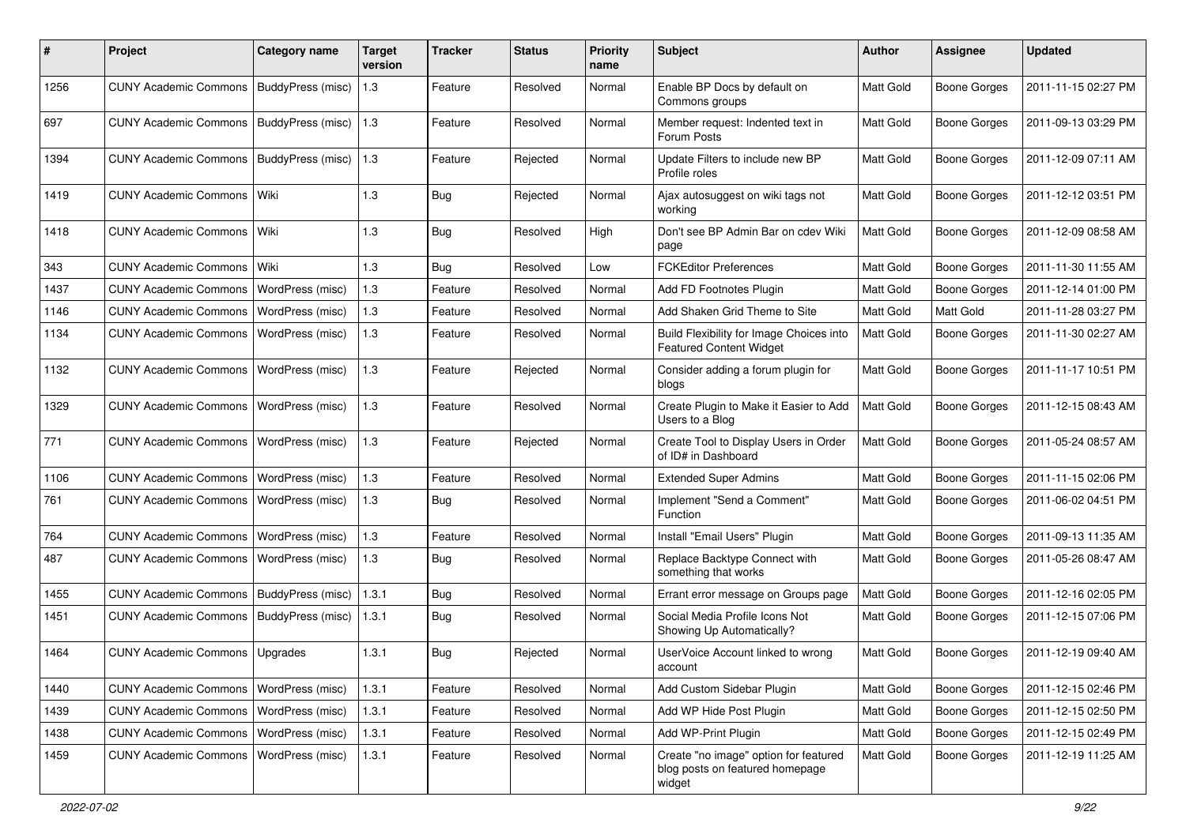| # | Project | Category name | Target version | Tracker | Status | Priority name | Subject | Author | Assignee | Updated |
|---|---|---|---|---|---|---|---|---|---|---|
| 1256 | CUNY Academic Commons | BuddyPress (misc) | 1.3 | Feature | Resolved | Normal | Enable BP Docs by default on Commons groups | Matt Gold | Boone Gorges | 2011-11-15 02:27 PM |
| 697 | CUNY Academic Commons | BuddyPress (misc) | 1.3 | Feature | Resolved | Normal | Member request: Indented text in Forum Posts | Matt Gold | Boone Gorges | 2011-09-13 03:29 PM |
| 1394 | CUNY Academic Commons | BuddyPress (misc) | 1.3 | Feature | Rejected | Normal | Update Filters to include new BP Profile roles | Matt Gold | Boone Gorges | 2011-12-09 07:11 AM |
| 1419 | CUNY Academic Commons | Wiki | 1.3 | Bug | Rejected | Normal | Ajax autosuggest on wiki tags not working | Matt Gold | Boone Gorges | 2011-12-12 03:51 PM |
| 1418 | CUNY Academic Commons | Wiki | 1.3 | Bug | Resolved | High | Don't see BP Admin Bar on cdev Wiki page | Matt Gold | Boone Gorges | 2011-12-09 08:58 AM |
| 343 | CUNY Academic Commons | Wiki | 1.3 | Bug | Resolved | Low | FCKEditor Preferences | Matt Gold | Boone Gorges | 2011-11-30 11:55 AM |
| 1437 | CUNY Academic Commons | WordPress (misc) | 1.3 | Feature | Resolved | Normal | Add FD Footnotes Plugin | Matt Gold | Boone Gorges | 2011-12-14 01:00 PM |
| 1146 | CUNY Academic Commons | WordPress (misc) | 1.3 | Feature | Resolved | Normal | Add Shaken Grid Theme to Site | Matt Gold | Matt Gold | 2011-11-28 03:27 PM |
| 1134 | CUNY Academic Commons | WordPress (misc) | 1.3 | Feature | Resolved | Normal | Build Flexibility for Image Choices into Featured Content Widget | Matt Gold | Boone Gorges | 2011-11-30 02:27 AM |
| 1132 | CUNY Academic Commons | WordPress (misc) | 1.3 | Feature | Rejected | Normal | Consider adding a forum plugin for blogs | Matt Gold | Boone Gorges | 2011-11-17 10:51 PM |
| 1329 | CUNY Academic Commons | WordPress (misc) | 1.3 | Feature | Resolved | Normal | Create Plugin to Make it Easier to Add Users to a Blog | Matt Gold | Boone Gorges | 2011-12-15 08:43 AM |
| 771 | CUNY Academic Commons | WordPress (misc) | 1.3 | Feature | Rejected | Normal | Create Tool to Display Users in Order of ID# in Dashboard | Matt Gold | Boone Gorges | 2011-05-24 08:57 AM |
| 1106 | CUNY Academic Commons | WordPress (misc) | 1.3 | Feature | Resolved | Normal | Extended Super Admins | Matt Gold | Boone Gorges | 2011-11-15 02:06 PM |
| 761 | CUNY Academic Commons | WordPress (misc) | 1.3 | Bug | Resolved | Normal | Implement "Send a Comment" Function | Matt Gold | Boone Gorges | 2011-06-02 04:51 PM |
| 764 | CUNY Academic Commons | WordPress (misc) | 1.3 | Feature | Resolved | Normal | Install "Email Users" Plugin | Matt Gold | Boone Gorges | 2011-09-13 11:35 AM |
| 487 | CUNY Academic Commons | WordPress (misc) | 1.3 | Bug | Resolved | Normal | Replace Backtype Connect with something that works | Matt Gold | Boone Gorges | 2011-05-26 08:47 AM |
| 1455 | CUNY Academic Commons | BuddyPress (misc) | 1.3.1 | Bug | Resolved | Normal | Errant error message on Groups page | Matt Gold | Boone Gorges | 2011-12-16 02:05 PM |
| 1451 | CUNY Academic Commons | BuddyPress (misc) | 1.3.1 | Bug | Resolved | Normal | Social Media Profile Icons Not Showing Up Automatically? | Matt Gold | Boone Gorges | 2011-12-15 07:06 PM |
| 1464 | CUNY Academic Commons | Upgrades | 1.3.1 | Bug | Rejected | Normal | UserVoice Account linked to wrong account | Matt Gold | Boone Gorges | 2011-12-19 09:40 AM |
| 1440 | CUNY Academic Commons | WordPress (misc) | 1.3.1 | Feature | Resolved | Normal | Add Custom Sidebar Plugin | Matt Gold | Boone Gorges | 2011-12-15 02:46 PM |
| 1439 | CUNY Academic Commons | WordPress (misc) | 1.3.1 | Feature | Resolved | Normal | Add WP Hide Post Plugin | Matt Gold | Boone Gorges | 2011-12-15 02:50 PM |
| 1438 | CUNY Academic Commons | WordPress (misc) | 1.3.1 | Feature | Resolved | Normal | Add WP-Print Plugin | Matt Gold | Boone Gorges | 2011-12-15 02:49 PM |
| 1459 | CUNY Academic Commons | WordPress (misc) | 1.3.1 | Feature | Resolved | Normal | Create "no image" option for featured blog posts on featured homepage widget | Matt Gold | Boone Gorges | 2011-12-19 11:25 AM |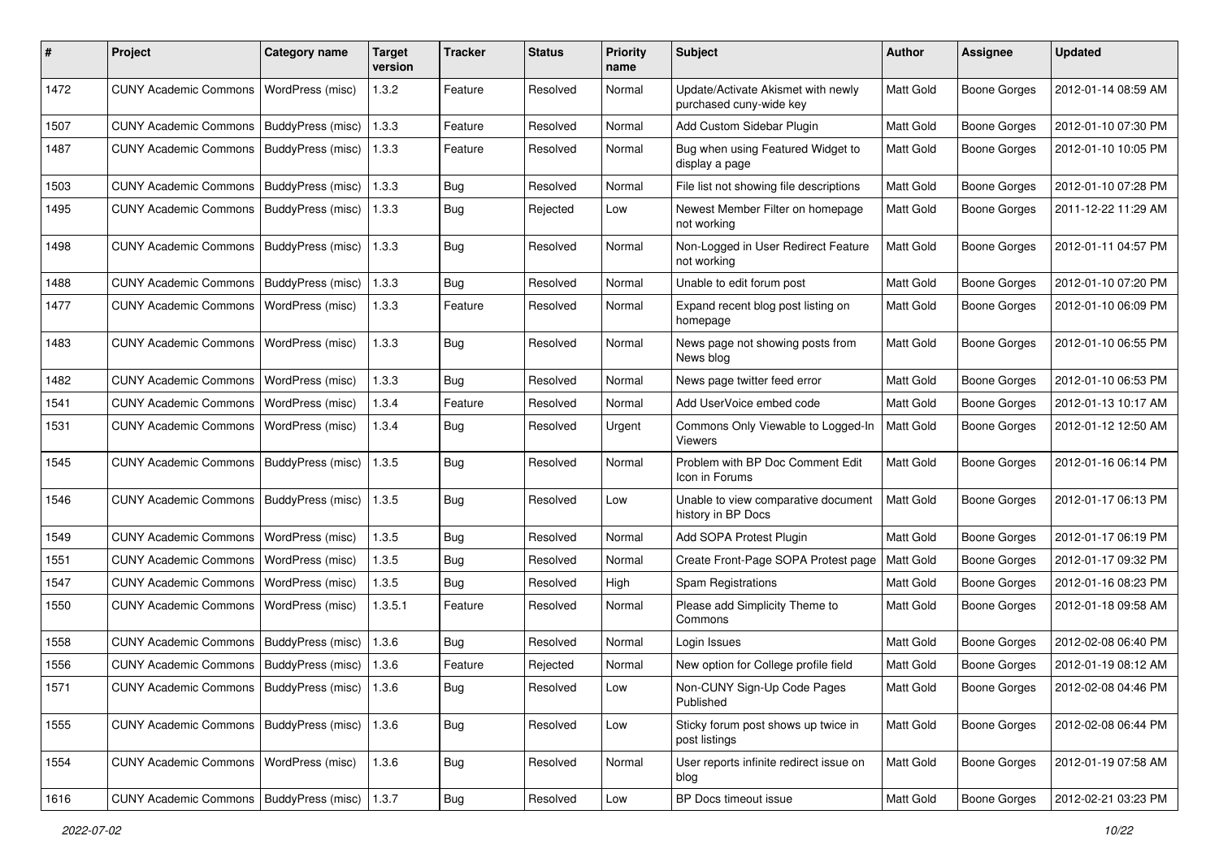| # | Project | Category name | Target version | Tracker | Status | Priority name | Subject | Author | Assignee | Updated |
|---|---|---|---|---|---|---|---|---|---|---|
| 1472 | CUNY Academic Commons | WordPress (misc) | 1.3.2 | Feature | Resolved | Normal | Update/Activate Akismet with newly purchased cuny-wide key | Matt Gold | Boone Gorges | 2012-01-14 08:59 AM |
| 1507 | CUNY Academic Commons | BuddyPress (misc) | 1.3.3 | Feature | Resolved | Normal | Add Custom Sidebar Plugin | Matt Gold | Boone Gorges | 2012-01-10 07:30 PM |
| 1487 | CUNY Academic Commons | BuddyPress (misc) | 1.3.3 | Feature | Resolved | Normal | Bug when using Featured Widget to display a page | Matt Gold | Boone Gorges | 2012-01-10 10:05 PM |
| 1503 | CUNY Academic Commons | BuddyPress (misc) | 1.3.3 | Bug | Resolved | Normal | File list not showing file descriptions | Matt Gold | Boone Gorges | 2012-01-10 07:28 PM |
| 1495 | CUNY Academic Commons | BuddyPress (misc) | 1.3.3 | Bug | Rejected | Low | Newest Member Filter on homepage not working | Matt Gold | Boone Gorges | 2011-12-22 11:29 AM |
| 1498 | CUNY Academic Commons | BuddyPress (misc) | 1.3.3 | Bug | Resolved | Normal | Non-Logged in User Redirect Feature not working | Matt Gold | Boone Gorges | 2012-01-11 04:57 PM |
| 1488 | CUNY Academic Commons | BuddyPress (misc) | 1.3.3 | Bug | Resolved | Normal | Unable to edit forum post | Matt Gold | Boone Gorges | 2012-01-10 07:20 PM |
| 1477 | CUNY Academic Commons | WordPress (misc) | 1.3.3 | Feature | Resolved | Normal | Expand recent blog post listing on homepage | Matt Gold | Boone Gorges | 2012-01-10 06:09 PM |
| 1483 | CUNY Academic Commons | WordPress (misc) | 1.3.3 | Bug | Resolved | Normal | News page not showing posts from News blog | Matt Gold | Boone Gorges | 2012-01-10 06:55 PM |
| 1482 | CUNY Academic Commons | WordPress (misc) | 1.3.3 | Bug | Resolved | Normal | News page twitter feed error | Matt Gold | Boone Gorges | 2012-01-10 06:53 PM |
| 1541 | CUNY Academic Commons | WordPress (misc) | 1.3.4 | Feature | Resolved | Normal | Add UserVoice embed code | Matt Gold | Boone Gorges | 2012-01-13 10:17 AM |
| 1531 | CUNY Academic Commons | WordPress (misc) | 1.3.4 | Bug | Resolved | Urgent | Commons Only Viewable to Logged-In Viewers | Matt Gold | Boone Gorges | 2012-01-12 12:50 AM |
| 1545 | CUNY Academic Commons | BuddyPress (misc) | 1.3.5 | Bug | Resolved | Normal | Problem with BP Doc Comment Edit Icon in Forums | Matt Gold | Boone Gorges | 2012-01-16 06:14 PM |
| 1546 | CUNY Academic Commons | BuddyPress (misc) | 1.3.5 | Bug | Resolved | Low | Unable to view comparative document history in BP Docs | Matt Gold | Boone Gorges | 2012-01-17 06:13 PM |
| 1549 | CUNY Academic Commons | WordPress (misc) | 1.3.5 | Bug | Resolved | Normal | Add SOPA Protest Plugin | Matt Gold | Boone Gorges | 2012-01-17 06:19 PM |
| 1551 | CUNY Academic Commons | WordPress (misc) | 1.3.5 | Bug | Resolved | Normal | Create Front-Page SOPA Protest page | Matt Gold | Boone Gorges | 2012-01-17 09:32 PM |
| 1547 | CUNY Academic Commons | WordPress (misc) | 1.3.5 | Bug | Resolved | High | Spam Registrations | Matt Gold | Boone Gorges | 2012-01-16 08:23 PM |
| 1550 | CUNY Academic Commons | WordPress (misc) | 1.3.5.1 | Feature | Resolved | Normal | Please add Simplicity Theme to Commons | Matt Gold | Boone Gorges | 2012-01-18 09:58 AM |
| 1558 | CUNY Academic Commons | BuddyPress (misc) | 1.3.6 | Bug | Resolved | Normal | Login Issues | Matt Gold | Boone Gorges | 2012-02-08 06:40 PM |
| 1556 | CUNY Academic Commons | BuddyPress (misc) | 1.3.6 | Feature | Rejected | Normal | New option for College profile field | Matt Gold | Boone Gorges | 2012-01-19 08:12 AM |
| 1571 | CUNY Academic Commons | BuddyPress (misc) | 1.3.6 | Bug | Resolved | Low | Non-CUNY Sign-Up Code Pages Published | Matt Gold | Boone Gorges | 2012-02-08 04:46 PM |
| 1555 | CUNY Academic Commons | BuddyPress (misc) | 1.3.6 | Bug | Resolved | Low | Sticky forum post shows up twice in post listings | Matt Gold | Boone Gorges | 2012-02-08 06:44 PM |
| 1554 | CUNY Academic Commons | WordPress (misc) | 1.3.6 | Bug | Resolved | Normal | User reports infinite redirect issue on blog | Matt Gold | Boone Gorges | 2012-01-19 07:58 AM |
| 1616 | CUNY Academic Commons | BuddyPress (misc) | 1.3.7 | Bug | Resolved | Low | BP Docs timeout issue | Matt Gold | Boone Gorges | 2012-02-21 03:23 PM |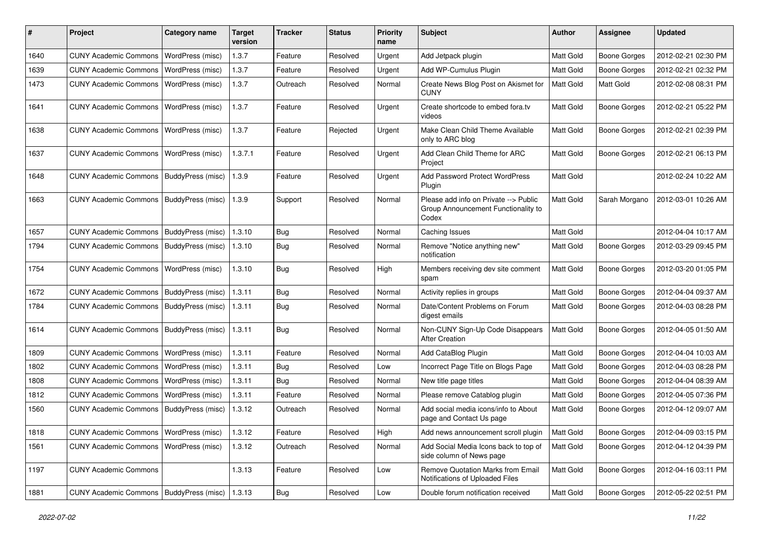| # | Project | Category name | Target version | Tracker | Status | Priority name | Subject | Author | Assignee | Updated |
|---|---|---|---|---|---|---|---|---|---|---|
| 1640 | CUNY Academic Commons | WordPress (misc) | 1.3.7 | Feature | Resolved | Urgent | Add Jetpack plugin | Matt Gold | Boone Gorges | 2012-02-21 02:30 PM |
| 1639 | CUNY Academic Commons | WordPress (misc) | 1.3.7 | Feature | Resolved | Urgent | Add WP-Cumulus Plugin | Matt Gold | Boone Gorges | 2012-02-21 02:32 PM |
| 1473 | CUNY Academic Commons | WordPress (misc) | 1.3.7 | Outreach | Resolved | Normal | Create News Blog Post on Akismet for CUNY | Matt Gold | Matt Gold | 2012-02-08 08:31 PM |
| 1641 | CUNY Academic Commons | WordPress (misc) | 1.3.7 | Feature | Resolved | Urgent | Create shortcode to embed fora.tv videos | Matt Gold | Boone Gorges | 2012-02-21 05:22 PM |
| 1638 | CUNY Academic Commons | WordPress (misc) | 1.3.7 | Feature | Rejected | Urgent | Make Clean Child Theme Available only to ARC blog | Matt Gold | Boone Gorges | 2012-02-21 02:39 PM |
| 1637 | CUNY Academic Commons | WordPress (misc) | 1.3.7.1 | Feature | Resolved | Urgent | Add Clean Child Theme for ARC Project | Matt Gold | Boone Gorges | 2012-02-21 06:13 PM |
| 1648 | CUNY Academic Commons | BuddyPress (misc) | 1.3.9 | Feature | Resolved | Urgent | Add Password Protect WordPress Plugin | Matt Gold | | 2012-02-24 10:22 AM |
| 1663 | CUNY Academic Commons | BuddyPress (misc) | 1.3.9 | Support | Resolved | Normal | Please add info on Private --> Public Group Announcement Functionality to Codex | Matt Gold | Sarah Morgano | 2012-03-01 10:26 AM |
| 1657 | CUNY Academic Commons | BuddyPress (misc) | 1.3.10 | Bug | Resolved | Normal | Caching Issues | Matt Gold | | 2012-04-04 10:17 AM |
| 1794 | CUNY Academic Commons | BuddyPress (misc) | 1.3.10 | Bug | Resolved | Normal | Remove "Notice anything new" notification | Matt Gold | Boone Gorges | 2012-03-29 09:45 PM |
| 1754 | CUNY Academic Commons | WordPress (misc) | 1.3.10 | Bug | Resolved | High | Members receiving dev site comment spam | Matt Gold | Boone Gorges | 2012-03-20 01:05 PM |
| 1672 | CUNY Academic Commons | BuddyPress (misc) | 1.3.11 | Bug | Resolved | Normal | Activity replies in groups | Matt Gold | Boone Gorges | 2012-04-04 09:37 AM |
| 1784 | CUNY Academic Commons | BuddyPress (misc) | 1.3.11 | Bug | Resolved | Normal | Date/Content Problems on Forum digest emails | Matt Gold | Boone Gorges | 2012-04-03 08:28 PM |
| 1614 | CUNY Academic Commons | BuddyPress (misc) | 1.3.11 | Bug | Resolved | Normal | Non-CUNY Sign-Up Code Disappears After Creation | Matt Gold | Boone Gorges | 2012-04-05 01:50 AM |
| 1809 | CUNY Academic Commons | WordPress (misc) | 1.3.11 | Feature | Resolved | Normal | Add CataBlog Plugin | Matt Gold | Boone Gorges | 2012-04-04 10:03 AM |
| 1802 | CUNY Academic Commons | WordPress (misc) | 1.3.11 | Bug | Resolved | Low | Incorrect Page Title on Blogs Page | Matt Gold | Boone Gorges | 2012-04-03 08:28 PM |
| 1808 | CUNY Academic Commons | WordPress (misc) | 1.3.11 | Bug | Resolved | Normal | New title page titles | Matt Gold | Boone Gorges | 2012-04-04 08:39 AM |
| 1812 | CUNY Academic Commons | WordPress (misc) | 1.3.11 | Feature | Resolved | Normal | Please remove Catablog plugin | Matt Gold | Boone Gorges | 2012-04-05 07:36 PM |
| 1560 | CUNY Academic Commons | BuddyPress (misc) | 1.3.12 | Outreach | Resolved | Normal | Add social media icons/info to About page and Contact Us page | Matt Gold | Boone Gorges | 2012-04-12 09:07 AM |
| 1818 | CUNY Academic Commons | WordPress (misc) | 1.3.12 | Feature | Resolved | High | Add news announcement scroll plugin | Matt Gold | Boone Gorges | 2012-04-09 03:15 PM |
| 1561 | CUNY Academic Commons | WordPress (misc) | 1.3.12 | Outreach | Resolved | Normal | Add Social Media Icons back to top of side column of News page | Matt Gold | Boone Gorges | 2012-04-12 04:39 PM |
| 1197 | CUNY Academic Commons | | 1.3.13 | Feature | Resolved | Low | Remove Quotation Marks from Email Notifications of Uploaded Files | Matt Gold | Boone Gorges | 2012-04-16 03:11 PM |
| 1881 | CUNY Academic Commons | BuddyPress (misc) | 1.3.13 | Bug | Resolved | Low | Double forum notification received | Matt Gold | Boone Gorges | 2012-05-22 02:51 PM |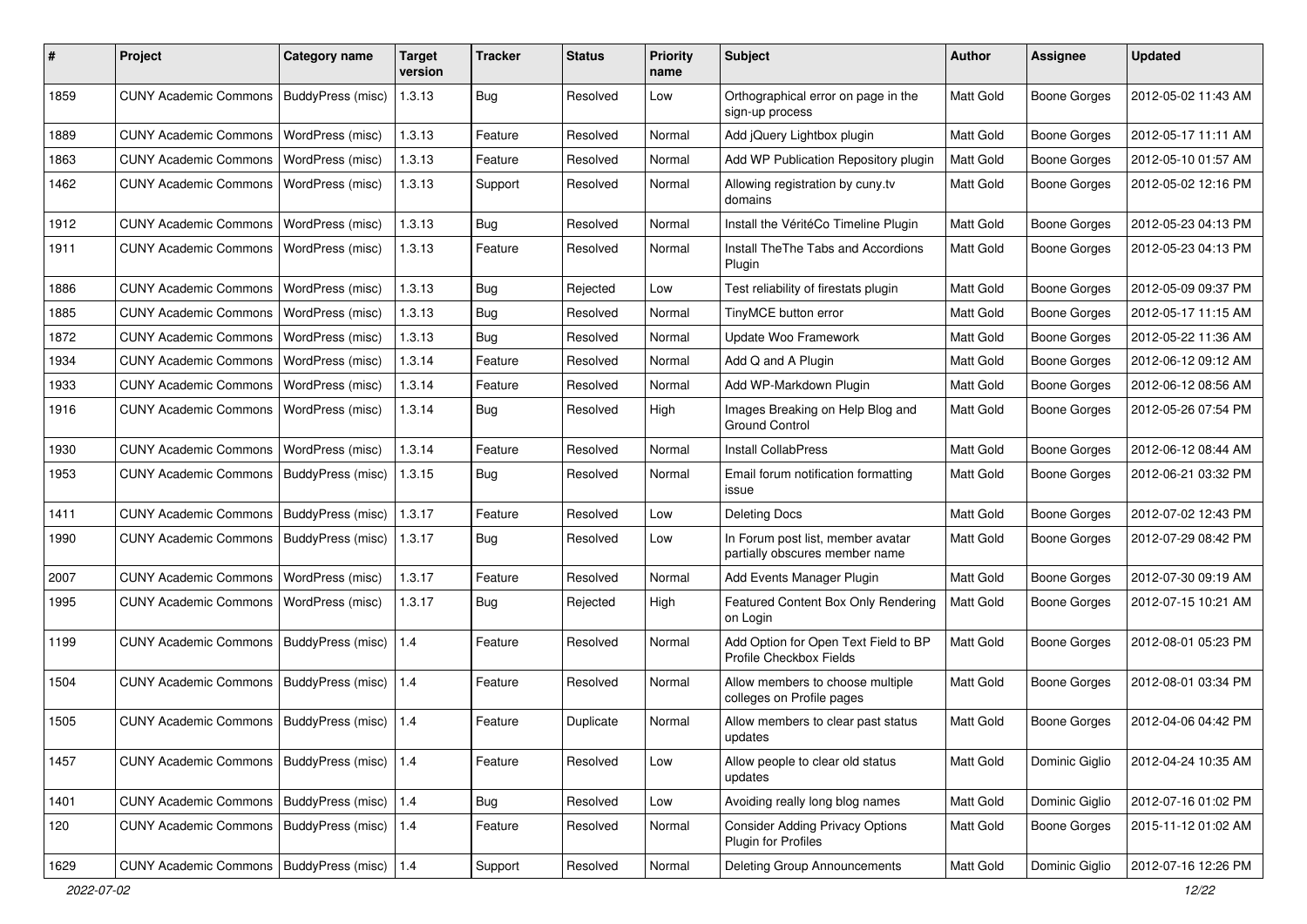| # | Project | Category name | Target version | Tracker | Status | Priority name | Subject | Author | Assignee | Updated |
|---|---|---|---|---|---|---|---|---|---|---|
| 1859 | CUNY Academic Commons | BuddyPress (misc) | 1.3.13 | Bug | Resolved | Low | Orthographical error on page in the sign-up process | Matt Gold | Boone Gorges | 2012-05-02 11:43 AM |
| 1889 | CUNY Academic Commons | WordPress (misc) | 1.3.13 | Feature | Resolved | Normal | Add jQuery Lightbox plugin | Matt Gold | Boone Gorges | 2012-05-17 11:11 AM |
| 1863 | CUNY Academic Commons | WordPress (misc) | 1.3.13 | Feature | Resolved | Normal | Add WP Publication Repository plugin | Matt Gold | Boone Gorges | 2012-05-10 01:57 AM |
| 1462 | CUNY Academic Commons | WordPress (misc) | 1.3.13 | Support | Resolved | Normal | Allowing registration by cuny.tv domains | Matt Gold | Boone Gorges | 2012-05-02 12:16 PM |
| 1912 | CUNY Academic Commons | WordPress (misc) | 1.3.13 | Bug | Resolved | Normal | Install the VéritéCo Timeline Plugin | Matt Gold | Boone Gorges | 2012-05-23 04:13 PM |
| 1911 | CUNY Academic Commons | WordPress (misc) | 1.3.13 | Feature | Resolved | Normal | Install TheThe Tabs and Accordions Plugin | Matt Gold | Boone Gorges | 2012-05-23 04:13 PM |
| 1886 | CUNY Academic Commons | WordPress (misc) | 1.3.13 | Bug | Rejected | Low | Test reliability of firestats plugin | Matt Gold | Boone Gorges | 2012-05-09 09:37 PM |
| 1885 | CUNY Academic Commons | WordPress (misc) | 1.3.13 | Bug | Resolved | Normal | TinyMCE button error | Matt Gold | Boone Gorges | 2012-05-17 11:15 AM |
| 1872 | CUNY Academic Commons | WordPress (misc) | 1.3.13 | Bug | Resolved | Normal | Update Woo Framework | Matt Gold | Boone Gorges | 2012-05-22 11:36 AM |
| 1934 | CUNY Academic Commons | WordPress (misc) | 1.3.14 | Feature | Resolved | Normal | Add Q and A Plugin | Matt Gold | Boone Gorges | 2012-06-12 09:12 AM |
| 1933 | CUNY Academic Commons | WordPress (misc) | 1.3.14 | Feature | Resolved | Normal | Add WP-Markdown Plugin | Matt Gold | Boone Gorges | 2012-06-12 08:56 AM |
| 1916 | CUNY Academic Commons | WordPress (misc) | 1.3.14 | Bug | Resolved | High | Images Breaking on Help Blog and Ground Control | Matt Gold | Boone Gorges | 2012-05-26 07:54 PM |
| 1930 | CUNY Academic Commons | WordPress (misc) | 1.3.14 | Feature | Resolved | Normal | Install CollabPress | Matt Gold | Boone Gorges | 2012-06-12 08:44 AM |
| 1953 | CUNY Academic Commons | BuddyPress (misc) | 1.3.15 | Bug | Resolved | Normal | Email forum notification formatting issue | Matt Gold | Boone Gorges | 2012-06-21 03:32 PM |
| 1411 | CUNY Academic Commons | BuddyPress (misc) | 1.3.17 | Feature | Resolved | Low | Deleting Docs | Matt Gold | Boone Gorges | 2012-07-02 12:43 PM |
| 1990 | CUNY Academic Commons | BuddyPress (misc) | 1.3.17 | Bug | Resolved | Low | In Forum post list, member avatar partially obscures member name | Matt Gold | Boone Gorges | 2012-07-29 08:42 PM |
| 2007 | CUNY Academic Commons | WordPress (misc) | 1.3.17 | Feature | Resolved | Normal | Add Events Manager Plugin | Matt Gold | Boone Gorges | 2012-07-30 09:19 AM |
| 1995 | CUNY Academic Commons | WordPress (misc) | 1.3.17 | Bug | Rejected | High | Featured Content Box Only Rendering on Login | Matt Gold | Boone Gorges | 2012-07-15 10:21 AM |
| 1199 | CUNY Academic Commons | BuddyPress (misc) | 1.4 | Feature | Resolved | Normal | Add Option for Open Text Field to BP Profile Checkbox Fields | Matt Gold | Boone Gorges | 2012-08-01 05:23 PM |
| 1504 | CUNY Academic Commons | BuddyPress (misc) | 1.4 | Feature | Resolved | Normal | Allow members to choose multiple colleges on Profile pages | Matt Gold | Boone Gorges | 2012-08-01 03:34 PM |
| 1505 | CUNY Academic Commons | BuddyPress (misc) | 1.4 | Feature | Duplicate | Normal | Allow members to clear past status updates | Matt Gold | Boone Gorges | 2012-04-06 04:42 PM |
| 1457 | CUNY Academic Commons | BuddyPress (misc) | 1.4 | Feature | Resolved | Low | Allow people to clear old status updates | Matt Gold | Dominic Giglio | 2012-04-24 10:35 AM |
| 1401 | CUNY Academic Commons | BuddyPress (misc) | 1.4 | Bug | Resolved | Low | Avoiding really long blog names | Matt Gold | Dominic Giglio | 2012-07-16 01:02 PM |
| 120 | CUNY Academic Commons | BuddyPress (misc) | 1.4 | Feature | Resolved | Normal | Consider Adding Privacy Options Plugin for Profiles | Matt Gold | Boone Gorges | 2015-11-12 01:02 AM |
| 1629 | CUNY Academic Commons | BuddyPress (misc) | 1.4 | Support | Resolved | Normal | Deleting Group Announcements | Matt Gold | Dominic Giglio | 2012-07-16 12:26 PM |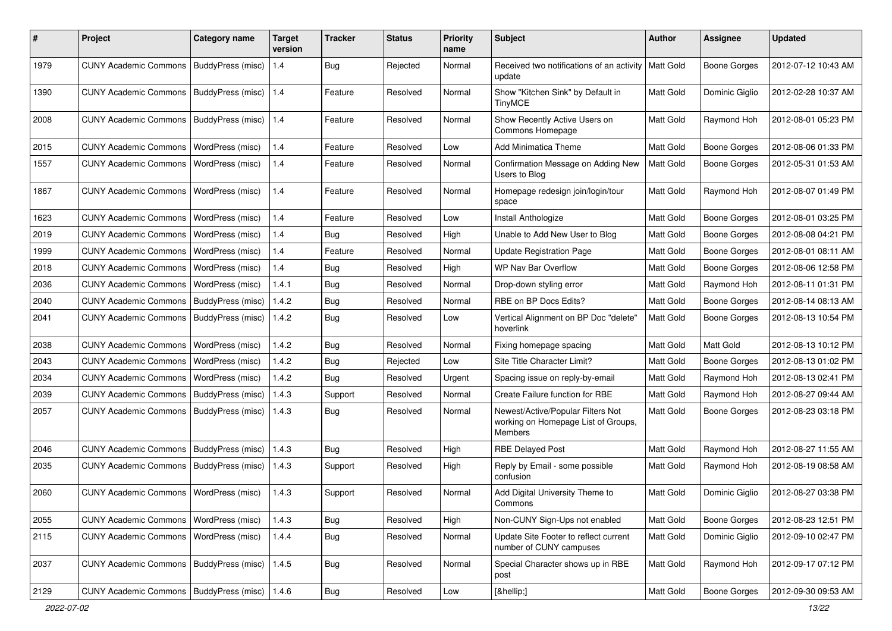| # | Project | Category name | Target version | Tracker | Status | Priority name | Subject | Author | Assignee | Updated |
|---|---|---|---|---|---|---|---|---|---|---|
| 1979 | CUNY Academic Commons | BuddyPress (misc) | 1.4 | Bug | Rejected | Normal | Received two notifications of an activity update | Matt Gold | Boone Gorges | 2012-07-12 10:43 AM |
| 1390 | CUNY Academic Commons | BuddyPress (misc) | 1.4 | Feature | Resolved | Normal | Show "Kitchen Sink" by Default in TinyMCE | Matt Gold | Dominic Giglio | 2012-02-28 10:37 AM |
| 2008 | CUNY Academic Commons | BuddyPress (misc) | 1.4 | Feature | Resolved | Normal | Show Recently Active Users on Commons Homepage | Matt Gold | Raymond Hoh | 2012-08-01 05:23 PM |
| 2015 | CUNY Academic Commons | WordPress (misc) | 1.4 | Feature | Resolved | Low | Add Minimatica Theme | Matt Gold | Boone Gorges | 2012-08-06 01:33 PM |
| 1557 | CUNY Academic Commons | WordPress (misc) | 1.4 | Feature | Resolved | Normal | Confirmation Message on Adding New Users to Blog | Matt Gold | Boone Gorges | 2012-05-31 01:53 AM |
| 1867 | CUNY Academic Commons | WordPress (misc) | 1.4 | Feature | Resolved | Normal | Homepage redesign join/login/tour space | Matt Gold | Raymond Hoh | 2012-08-07 01:49 PM |
| 1623 | CUNY Academic Commons | WordPress (misc) | 1.4 | Feature | Resolved | Low | Install Anthologize | Matt Gold | Boone Gorges | 2012-08-01 03:25 PM |
| 2019 | CUNY Academic Commons | WordPress (misc) | 1.4 | Bug | Resolved | High | Unable to Add New User to Blog | Matt Gold | Boone Gorges | 2012-08-08 04:21 PM |
| 1999 | CUNY Academic Commons | WordPress (misc) | 1.4 | Feature | Resolved | Normal | Update Registration Page | Matt Gold | Boone Gorges | 2012-08-01 08:11 AM |
| 2018 | CUNY Academic Commons | WordPress (misc) | 1.4 | Bug | Resolved | High | WP Nav Bar Overflow | Matt Gold | Boone Gorges | 2012-08-06 12:58 PM |
| 2036 | CUNY Academic Commons | WordPress (misc) | 1.4.1 | Bug | Resolved | Normal | Drop-down styling error | Matt Gold | Raymond Hoh | 2012-08-11 01:31 PM |
| 2040 | CUNY Academic Commons | BuddyPress (misc) | 1.4.2 | Bug | Resolved | Normal | RBE on BP Docs Edits? | Matt Gold | Boone Gorges | 2012-08-14 08:13 AM |
| 2041 | CUNY Academic Commons | BuddyPress (misc) | 1.4.2 | Bug | Resolved | Low | Vertical Alignment on BP Doc "delete" hoverlink | Matt Gold | Boone Gorges | 2012-08-13 10:54 PM |
| 2038 | CUNY Academic Commons | WordPress (misc) | 1.4.2 | Bug | Resolved | Normal | Fixing homepage spacing | Matt Gold | Matt Gold | 2012-08-13 10:12 PM |
| 2043 | CUNY Academic Commons | WordPress (misc) | 1.4.2 | Bug | Rejected | Low | Site Title Character Limit? | Matt Gold | Boone Gorges | 2012-08-13 01:02 PM |
| 2034 | CUNY Academic Commons | WordPress (misc) | 1.4.2 | Bug | Resolved | Urgent | Spacing issue on reply-by-email | Matt Gold | Raymond Hoh | 2012-08-13 02:41 PM |
| 2039 | CUNY Academic Commons | BuddyPress (misc) | 1.4.3 | Support | Resolved | Normal | Create Failure function for RBE | Matt Gold | Raymond Hoh | 2012-08-27 09:44 AM |
| 2057 | CUNY Academic Commons | BuddyPress (misc) | 1.4.3 | Bug | Resolved | Normal | Newest/Active/Popular Filters Not working on Homepage List of Groups, Members | Matt Gold | Boone Gorges | 2012-08-23 03:18 PM |
| 2046 | CUNY Academic Commons | BuddyPress (misc) | 1.4.3 | Bug | Resolved | High | RBE Delayed Post | Matt Gold | Raymond Hoh | 2012-08-27 11:55 AM |
| 2035 | CUNY Academic Commons | BuddyPress (misc) | 1.4.3 | Support | Resolved | High | Reply by Email - some possible confusion | Matt Gold | Raymond Hoh | 2012-08-19 08:58 AM |
| 2060 | CUNY Academic Commons | WordPress (misc) | 1.4.3 | Support | Resolved | Normal | Add Digital University Theme to Commons | Matt Gold | Dominic Giglio | 2012-08-27 03:38 PM |
| 2055 | CUNY Academic Commons | WordPress (misc) | 1.4.3 | Bug | Resolved | High | Non-CUNY Sign-Ups not enabled | Matt Gold | Boone Gorges | 2012-08-23 12:51 PM |
| 2115 | CUNY Academic Commons | WordPress (misc) | 1.4.4 | Bug | Resolved | Normal | Update Site Footer to reflect current number of CUNY campuses | Matt Gold | Dominic Giglio | 2012-09-10 02:47 PM |
| 2037 | CUNY Academic Commons | BuddyPress (misc) | 1.4.5 | Bug | Resolved | Normal | Special Character shows up in RBE post | Matt Gold | Raymond Hoh | 2012-09-17 07:12 PM |
| 2129 | CUNY Academic Commons | BuddyPress (misc) | 1.4.6 | Bug | Resolved | Low | [&hellip;] | Matt Gold | Boone Gorges | 2012-09-30 09:53 AM |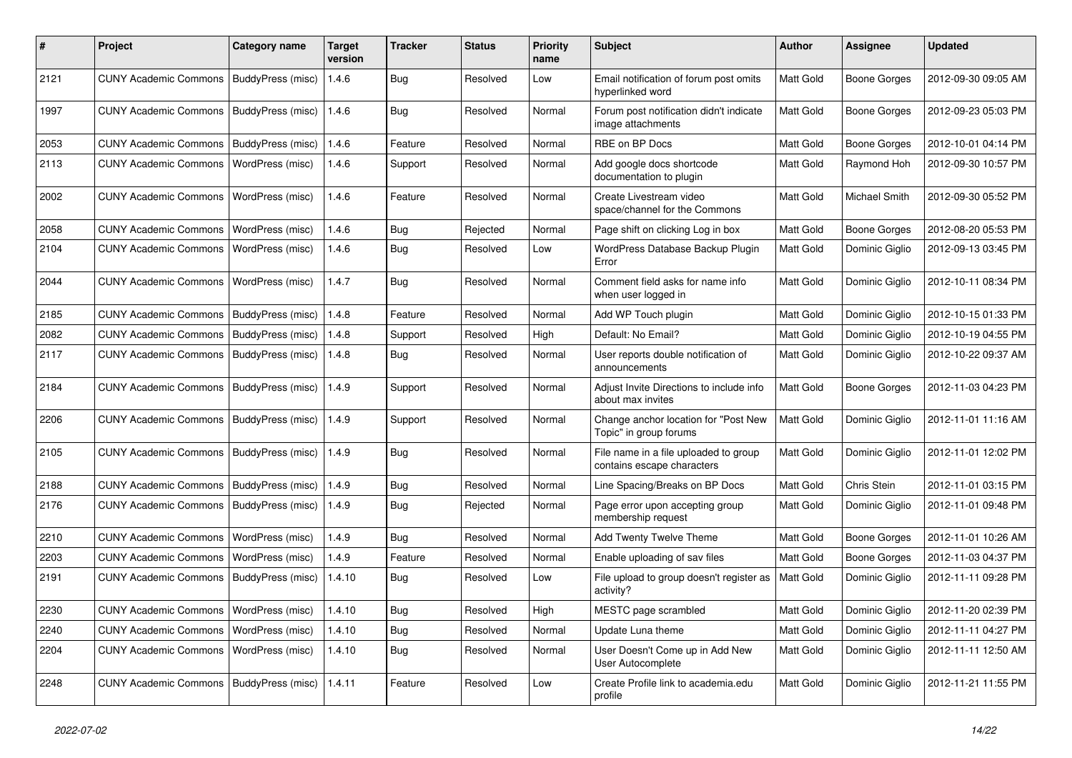| # | Project | Category name | Target version | Tracker | Status | Priority name | Subject | Author | Assignee | Updated |
|---|---|---|---|---|---|---|---|---|---|---|
| 2121 | CUNY Academic Commons | BuddyPress (misc) | 1.4.6 | Bug | Resolved | Low | Email notification of forum post omits hyperlinked word | Matt Gold | Boone Gorges | 2012-09-30 09:05 AM |
| 1997 | CUNY Academic Commons | BuddyPress (misc) | 1.4.6 | Bug | Resolved | Normal | Forum post notification didn't indicate image attachments | Matt Gold | Boone Gorges | 2012-09-23 05:03 PM |
| 2053 | CUNY Academic Commons | BuddyPress (misc) | 1.4.6 | Feature | Resolved | Normal | RBE on BP Docs | Matt Gold | Boone Gorges | 2012-10-01 04:14 PM |
| 2113 | CUNY Academic Commons | WordPress (misc) | 1.4.6 | Support | Resolved | Normal | Add google docs shortcode documentation to plugin | Matt Gold | Raymond Hoh | 2012-09-30 10:57 PM |
| 2002 | CUNY Academic Commons | WordPress (misc) | 1.4.6 | Feature | Resolved | Normal | Create Livestream video space/channel for the Commons | Matt Gold | Michael Smith | 2012-09-30 05:52 PM |
| 2058 | CUNY Academic Commons | WordPress (misc) | 1.4.6 | Bug | Rejected | Normal | Page shift on clicking Log in box | Matt Gold | Boone Gorges | 2012-08-20 05:53 PM |
| 2104 | CUNY Academic Commons | WordPress (misc) | 1.4.6 | Bug | Resolved | Low | WordPress Database Backup Plugin Error | Matt Gold | Dominic Giglio | 2012-09-13 03:45 PM |
| 2044 | CUNY Academic Commons | WordPress (misc) | 1.4.7 | Bug | Resolved | Normal | Comment field asks for name info when user logged in | Matt Gold | Dominic Giglio | 2012-10-11 08:34 PM |
| 2185 | CUNY Academic Commons | BuddyPress (misc) | 1.4.8 | Feature | Resolved | Normal | Add WP Touch plugin | Matt Gold | Dominic Giglio | 2012-10-15 01:33 PM |
| 2082 | CUNY Academic Commons | BuddyPress (misc) | 1.4.8 | Support | Resolved | High | Default: No Email? | Matt Gold | Dominic Giglio | 2012-10-19 04:55 PM |
| 2117 | CUNY Academic Commons | BuddyPress (misc) | 1.4.8 | Bug | Resolved | Normal | User reports double notification of announcements | Matt Gold | Dominic Giglio | 2012-10-22 09:37 AM |
| 2184 | CUNY Academic Commons | BuddyPress (misc) | 1.4.9 | Support | Resolved | Normal | Adjust Invite Directions to include info about max invites | Matt Gold | Boone Gorges | 2012-11-03 04:23 PM |
| 2206 | CUNY Academic Commons | BuddyPress (misc) | 1.4.9 | Support | Resolved | Normal | Change anchor location for "Post New Topic" in group forums | Matt Gold | Dominic Giglio | 2012-11-01 11:16 AM |
| 2105 | CUNY Academic Commons | BuddyPress (misc) | 1.4.9 | Bug | Resolved | Normal | File name in a file uploaded to group contains escape characters | Matt Gold | Dominic Giglio | 2012-11-01 12:02 PM |
| 2188 | CUNY Academic Commons | BuddyPress (misc) | 1.4.9 | Bug | Resolved | Normal | Line Spacing/Breaks on BP Docs | Matt Gold | Chris Stein | 2012-11-01 03:15 PM |
| 2176 | CUNY Academic Commons | BuddyPress (misc) | 1.4.9 | Bug | Rejected | Normal | Page error upon accepting group membership request | Matt Gold | Dominic Giglio | 2012-11-01 09:48 PM |
| 2210 | CUNY Academic Commons | WordPress (misc) | 1.4.9 | Bug | Resolved | Normal | Add Twenty Twelve Theme | Matt Gold | Boone Gorges | 2012-11-01 10:26 AM |
| 2203 | CUNY Academic Commons | WordPress (misc) | 1.4.9 | Feature | Resolved | Normal | Enable uploading of sav files | Matt Gold | Boone Gorges | 2012-11-03 04:37 PM |
| 2191 | CUNY Academic Commons | BuddyPress (misc) | 1.4.10 | Bug | Resolved | Low | File upload to group doesn't register as activity? | Matt Gold | Dominic Giglio | 2012-11-11 09:28 PM |
| 2230 | CUNY Academic Commons | WordPress (misc) | 1.4.10 | Bug | Resolved | High | MESTC page scrambled | Matt Gold | Dominic Giglio | 2012-11-20 02:39 PM |
| 2240 | CUNY Academic Commons | WordPress (misc) | 1.4.10 | Bug | Resolved | Normal | Update Luna theme | Matt Gold | Dominic Giglio | 2012-11-11 04:27 PM |
| 2204 | CUNY Academic Commons | WordPress (misc) | 1.4.10 | Bug | Resolved | Normal | User Doesn't Come up in Add New User Autocomplete | Matt Gold | Dominic Giglio | 2012-11-11 12:50 AM |
| 2248 | CUNY Academic Commons | BuddyPress (misc) | 1.4.11 | Feature | Resolved | Low | Create Profile link to academia.edu profile | Matt Gold | Dominic Giglio | 2012-11-21 11:55 PM |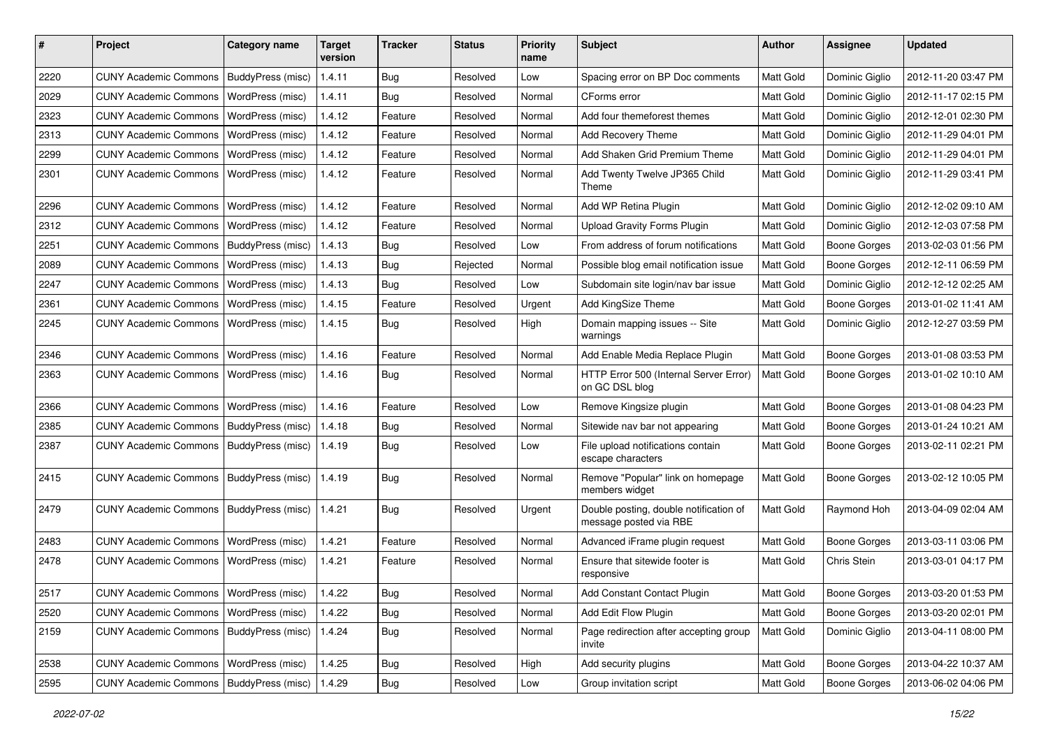| # | Project | Category name | Target version | Tracker | Status | Priority name | Subject | Author | Assignee | Updated |
|---|---|---|---|---|---|---|---|---|---|---|
| 2220 | CUNY Academic Commons | BuddyPress (misc) | 1.4.11 | Bug | Resolved | Low | Spacing error on BP Doc comments | Matt Gold | Dominic Giglio | 2012-11-20 03:47 PM |
| 2029 | CUNY Academic Commons | WordPress (misc) | 1.4.11 | Bug | Resolved | Normal | CForms error | Matt Gold | Dominic Giglio | 2012-11-17 02:15 PM |
| 2323 | CUNY Academic Commons | WordPress (misc) | 1.4.12 | Feature | Resolved | Normal | Add four themeforest themes | Matt Gold | Dominic Giglio | 2012-12-01 02:30 PM |
| 2313 | CUNY Academic Commons | WordPress (misc) | 1.4.12 | Feature | Resolved | Normal | Add Recovery Theme | Matt Gold | Dominic Giglio | 2012-11-29 04:01 PM |
| 2299 | CUNY Academic Commons | WordPress (misc) | 1.4.12 | Feature | Resolved | Normal | Add Shaken Grid Premium Theme | Matt Gold | Dominic Giglio | 2012-11-29 04:01 PM |
| 2301 | CUNY Academic Commons | WordPress (misc) | 1.4.12 | Feature | Resolved | Normal | Add Twenty Twelve JP365 Child Theme | Matt Gold | Dominic Giglio | 2012-11-29 03:41 PM |
| 2296 | CUNY Academic Commons | WordPress (misc) | 1.4.12 | Feature | Resolved | Normal | Add WP Retina Plugin | Matt Gold | Dominic Giglio | 2012-12-02 09:10 AM |
| 2312 | CUNY Academic Commons | WordPress (misc) | 1.4.12 | Feature | Resolved | Normal | Upload Gravity Forms Plugin | Matt Gold | Dominic Giglio | 2012-12-03 07:58 PM |
| 2251 | CUNY Academic Commons | BuddyPress (misc) | 1.4.13 | Bug | Resolved | Low | From address of forum notifications | Matt Gold | Boone Gorges | 2013-02-03 01:56 PM |
| 2089 | CUNY Academic Commons | WordPress (misc) | 1.4.13 | Bug | Rejected | Normal | Possible blog email notification issue | Matt Gold | Boone Gorges | 2012-12-11 06:59 PM |
| 2247 | CUNY Academic Commons | WordPress (misc) | 1.4.13 | Bug | Resolved | Low | Subdomain site login/nav bar issue | Matt Gold | Dominic Giglio | 2012-12-12 02:25 AM |
| 2361 | CUNY Academic Commons | WordPress (misc) | 1.4.15 | Feature | Resolved | Urgent | Add KingSize Theme | Matt Gold | Boone Gorges | 2013-01-02 11:41 AM |
| 2245 | CUNY Academic Commons | WordPress (misc) | 1.4.15 | Bug | Resolved | High | Domain mapping issues -- Site warnings | Matt Gold | Dominic Giglio | 2012-12-27 03:59 PM |
| 2346 | CUNY Academic Commons | WordPress (misc) | 1.4.16 | Feature | Resolved | Normal | Add Enable Media Replace Plugin | Matt Gold | Boone Gorges | 2013-01-08 03:53 PM |
| 2363 | CUNY Academic Commons | WordPress (misc) | 1.4.16 | Bug | Resolved | Normal | HTTP Error 500 (Internal Server Error) on GC DSL blog | Matt Gold | Boone Gorges | 2013-01-02 10:10 AM |
| 2366 | CUNY Academic Commons | WordPress (misc) | 1.4.16 | Feature | Resolved | Low | Remove Kingsize plugin | Matt Gold | Boone Gorges | 2013-01-08 04:23 PM |
| 2385 | CUNY Academic Commons | BuddyPress (misc) | 1.4.18 | Bug | Resolved | Normal | Sitewide nav bar not appearing | Matt Gold | Boone Gorges | 2013-01-24 10:21 AM |
| 2387 | CUNY Academic Commons | BuddyPress (misc) | 1.4.19 | Bug | Resolved | Low | File upload notifications contain escape characters | Matt Gold | Boone Gorges | 2013-02-11 02:21 PM |
| 2415 | CUNY Academic Commons | BuddyPress (misc) | 1.4.19 | Bug | Resolved | Normal | Remove "Popular" link on homepage members widget | Matt Gold | Boone Gorges | 2013-02-12 10:05 PM |
| 2479 | CUNY Academic Commons | BuddyPress (misc) | 1.4.21 | Bug | Resolved | Urgent | Double posting, double notification of message posted via RBE | Matt Gold | Raymond Hoh | 2013-04-09 02:04 AM |
| 2483 | CUNY Academic Commons | WordPress (misc) | 1.4.21 | Feature | Resolved | Normal | Advanced iFrame plugin request | Matt Gold | Boone Gorges | 2013-03-11 03:06 PM |
| 2478 | CUNY Academic Commons | WordPress (misc) | 1.4.21 | Feature | Resolved | Normal | Ensure that sitewide footer is responsive | Matt Gold | Chris Stein | 2013-03-01 04:17 PM |
| 2517 | CUNY Academic Commons | WordPress (misc) | 1.4.22 | Bug | Resolved | Normal | Add Constant Contact Plugin | Matt Gold | Boone Gorges | 2013-03-20 01:53 PM |
| 2520 | CUNY Academic Commons | WordPress (misc) | 1.4.22 | Bug | Resolved | Normal | Add Edit Flow Plugin | Matt Gold | Boone Gorges | 2013-03-20 02:01 PM |
| 2159 | CUNY Academic Commons | BuddyPress (misc) | 1.4.24 | Bug | Resolved | Normal | Page redirection after accepting group invite | Matt Gold | Dominic Giglio | 2013-04-11 08:00 PM |
| 2538 | CUNY Academic Commons | WordPress (misc) | 1.4.25 | Bug | Resolved | High | Add security plugins | Matt Gold | Boone Gorges | 2013-04-22 10:37 AM |
| 2595 | CUNY Academic Commons | BuddyPress (misc) | 1.4.29 | Bug | Resolved | Low | Group invitation script | Matt Gold | Boone Gorges | 2013-06-02 04:06 PM |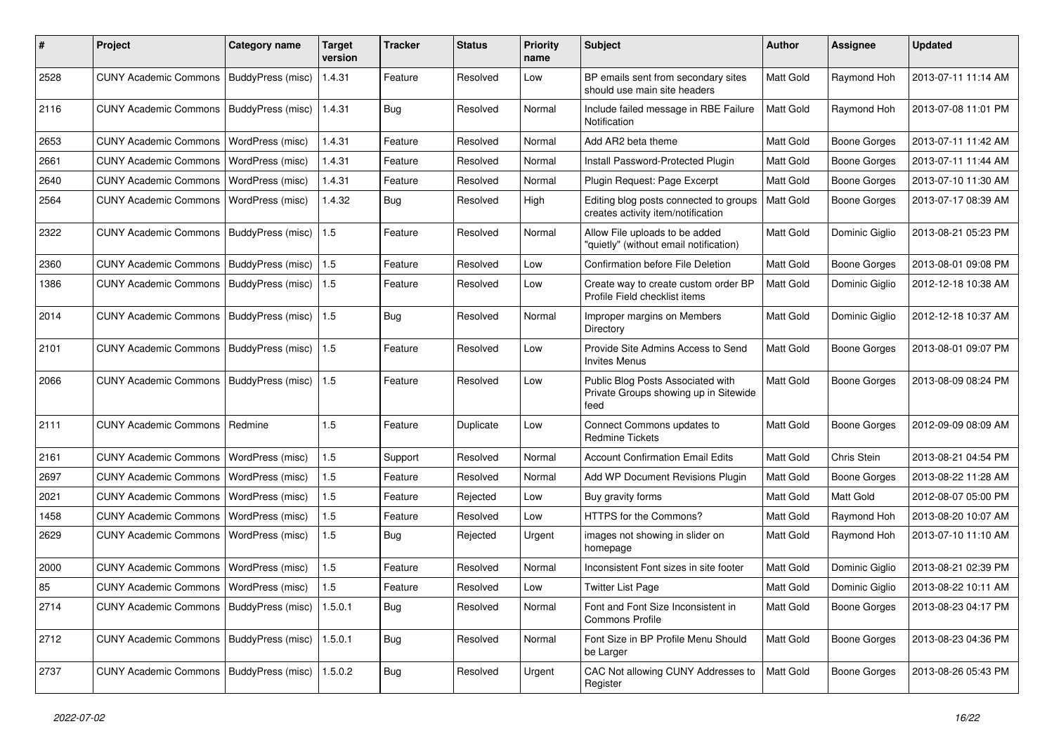| # | Project | Category name | Target version | Tracker | Status | Priority name | Subject | Author | Assignee | Updated |
|---|---|---|---|---|---|---|---|---|---|---|
| 2528 | CUNY Academic Commons | BuddyPress (misc) | 1.4.31 | Feature | Resolved | Low | BP emails sent from secondary sites should use main site headers | Matt Gold | Raymond Hoh | 2013-07-11 11:14 AM |
| 2116 | CUNY Academic Commons | BuddyPress (misc) | 1.4.31 | Bug | Resolved | Normal | Include failed message in RBE Failure Notification | Matt Gold | Raymond Hoh | 2013-07-08 11:01 PM |
| 2653 | CUNY Academic Commons | WordPress (misc) | 1.4.31 | Feature | Resolved | Normal | Add AR2 beta theme | Matt Gold | Boone Gorges | 2013-07-11 11:42 AM |
| 2661 | CUNY Academic Commons | WordPress (misc) | 1.4.31 | Feature | Resolved | Normal | Install Password-Protected Plugin | Matt Gold | Boone Gorges | 2013-07-11 11:44 AM |
| 2640 | CUNY Academic Commons | WordPress (misc) | 1.4.31 | Feature | Resolved | Normal | Plugin Request: Page Excerpt | Matt Gold | Boone Gorges | 2013-07-10 11:30 AM |
| 2564 | CUNY Academic Commons | WordPress (misc) | 1.4.32 | Bug | Resolved | High | Editing blog posts connected to groups creates activity item/notification | Matt Gold | Boone Gorges | 2013-07-17 08:39 AM |
| 2322 | CUNY Academic Commons | BuddyPress (misc) | 1.5 | Feature | Resolved | Normal | Allow File uploads to be added "quietly" (without email notification) | Matt Gold | Dominic Giglio | 2013-08-21 05:23 PM |
| 2360 | CUNY Academic Commons | BuddyPress (misc) | 1.5 | Feature | Resolved | Low | Confirmation before File Deletion | Matt Gold | Boone Gorges | 2013-08-01 09:08 PM |
| 1386 | CUNY Academic Commons | BuddyPress (misc) | 1.5 | Feature | Resolved | Low | Create way to create custom order BP Profile Field checklist items | Matt Gold | Dominic Giglio | 2012-12-18 10:38 AM |
| 2014 | CUNY Academic Commons | BuddyPress (misc) | 1.5 | Bug | Resolved | Normal | Improper margins on Members Directory | Matt Gold | Dominic Giglio | 2012-12-18 10:37 AM |
| 2101 | CUNY Academic Commons | BuddyPress (misc) | 1.5 | Feature | Resolved | Low | Provide Site Admins Access to Send Invites Menus | Matt Gold | Boone Gorges | 2013-08-01 09:07 PM |
| 2066 | CUNY Academic Commons | BuddyPress (misc) | 1.5 | Feature | Resolved | Low | Public Blog Posts Associated with Private Groups showing up in Sitewide feed | Matt Gold | Boone Gorges | 2013-08-09 08:24 PM |
| 2111 | CUNY Academic Commons | Redmine | 1.5 | Feature | Duplicate | Low | Connect Commons updates to Redmine Tickets | Matt Gold | Boone Gorges | 2012-09-09 08:09 AM |
| 2161 | CUNY Academic Commons | WordPress (misc) | 1.5 | Support | Resolved | Normal | Account Confirmation Email Edits | Matt Gold | Chris Stein | 2013-08-21 04:54 PM |
| 2697 | CUNY Academic Commons | WordPress (misc) | 1.5 | Feature | Resolved | Normal | Add WP Document Revisions Plugin | Matt Gold | Boone Gorges | 2013-08-22 11:28 AM |
| 2021 | CUNY Academic Commons | WordPress (misc) | 1.5 | Feature | Rejected | Low | Buy gravity forms | Matt Gold | Matt Gold | 2012-08-07 05:00 PM |
| 1458 | CUNY Academic Commons | WordPress (misc) | 1.5 | Feature | Resolved | Low | HTTPS for the Commons? | Matt Gold | Raymond Hoh | 2013-08-20 10:07 AM |
| 2629 | CUNY Academic Commons | WordPress (misc) | 1.5 | Bug | Rejected | Urgent | images not showing in slider on homepage | Matt Gold | Raymond Hoh | 2013-07-10 11:10 AM |
| 2000 | CUNY Academic Commons | WordPress (misc) | 1.5 | Feature | Resolved | Normal | Inconsistent Font sizes in site footer | Matt Gold | Dominic Giglio | 2013-08-21 02:39 PM |
| 85 | CUNY Academic Commons | WordPress (misc) | 1.5 | Feature | Resolved | Low | Twitter List Page | Matt Gold | Dominic Giglio | 2013-08-22 10:11 AM |
| 2714 | CUNY Academic Commons | BuddyPress (misc) | 1.5.0.1 | Bug | Resolved | Normal | Font and Font Size Inconsistent in Commons Profile | Matt Gold | Boone Gorges | 2013-08-23 04:17 PM |
| 2712 | CUNY Academic Commons | BuddyPress (misc) | 1.5.0.1 | Bug | Resolved | Normal | Font Size in BP Profile Menu Should be Larger | Matt Gold | Boone Gorges | 2013-08-23 04:36 PM |
| 2737 | CUNY Academic Commons | BuddyPress (misc) | 1.5.0.2 | Bug | Resolved | Urgent | CAC Not allowing CUNY Addresses to Register | Matt Gold | Boone Gorges | 2013-08-26 05:43 PM |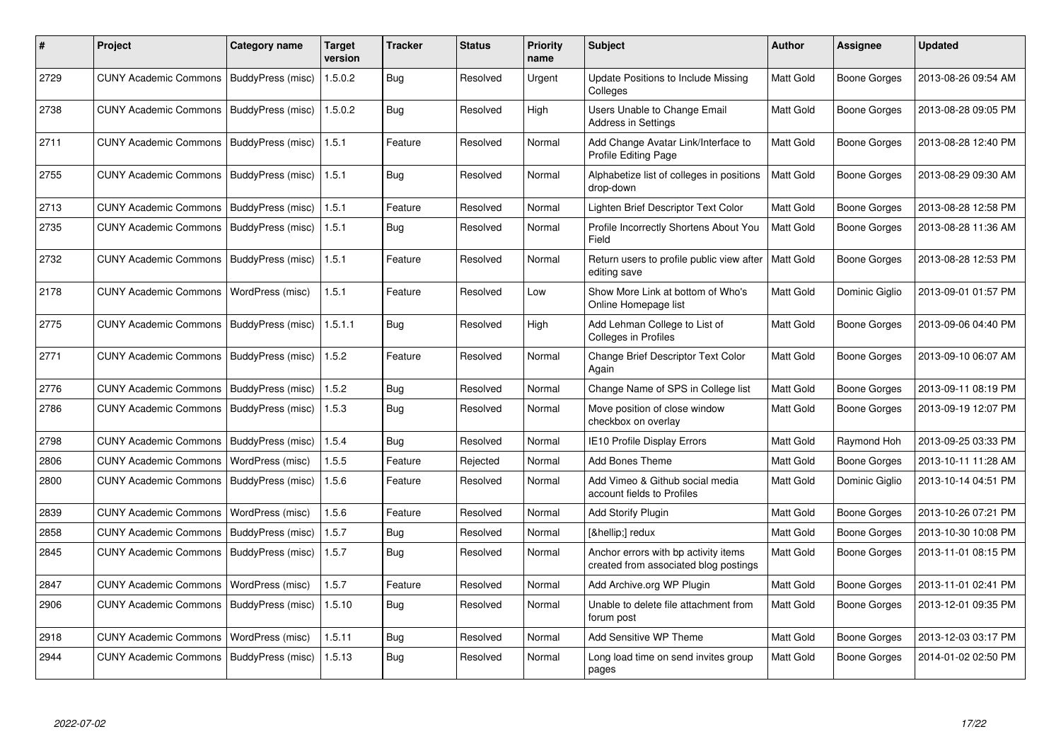| # | Project | Category name | Target version | Tracker | Status | Priority name | Subject | Author | Assignee | Updated |
|---|---|---|---|---|---|---|---|---|---|---|
| 2729 | CUNY Academic Commons | BuddyPress (misc) | 1.5.0.2 | Bug | Resolved | Urgent | Update Positions to Include Missing Colleges | Matt Gold | Boone Gorges | 2013-08-26 09:54 AM |
| 2738 | CUNY Academic Commons | BuddyPress (misc) | 1.5.0.2 | Bug | Resolved | High | Users Unable to Change Email Address in Settings | Matt Gold | Boone Gorges | 2013-08-28 09:05 PM |
| 2711 | CUNY Academic Commons | BuddyPress (misc) | 1.5.1 | Feature | Resolved | Normal | Add Change Avatar Link/Interface to Profile Editing Page | Matt Gold | Boone Gorges | 2013-08-28 12:40 PM |
| 2755 | CUNY Academic Commons | BuddyPress (misc) | 1.5.1 | Bug | Resolved | Normal | Alphabetize list of colleges in positions drop-down | Matt Gold | Boone Gorges | 2013-08-29 09:30 AM |
| 2713 | CUNY Academic Commons | BuddyPress (misc) | 1.5.1 | Feature | Resolved | Normal | Lighten Brief Descriptor Text Color | Matt Gold | Boone Gorges | 2013-08-28 12:58 PM |
| 2735 | CUNY Academic Commons | BuddyPress (misc) | 1.5.1 | Bug | Resolved | Normal | Profile Incorrectly Shortens About You Field | Matt Gold | Boone Gorges | 2013-08-28 11:36 AM |
| 2732 | CUNY Academic Commons | BuddyPress (misc) | 1.5.1 | Feature | Resolved | Normal | Return users to profile public view after editing save | Matt Gold | Boone Gorges | 2013-08-28 12:53 PM |
| 2178 | CUNY Academic Commons | WordPress (misc) | 1.5.1 | Feature | Resolved | Low | Show More Link at bottom of Who's Online Homepage list | Matt Gold | Dominic Giglio | 2013-09-01 01:57 PM |
| 2775 | CUNY Academic Commons | BuddyPress (misc) | 1.5.1.1 | Bug | Resolved | High | Add Lehman College to List of Colleges in Profiles | Matt Gold | Boone Gorges | 2013-09-06 04:40 PM |
| 2771 | CUNY Academic Commons | BuddyPress (misc) | 1.5.2 | Feature | Resolved | Normal | Change Brief Descriptor Text Color Again | Matt Gold | Boone Gorges | 2013-09-10 06:07 AM |
| 2776 | CUNY Academic Commons | BuddyPress (misc) | 1.5.2 | Bug | Resolved | Normal | Change Name of SPS in College list | Matt Gold | Boone Gorges | 2013-09-11 08:19 PM |
| 2786 | CUNY Academic Commons | BuddyPress (misc) | 1.5.3 | Bug | Resolved | Normal | Move position of close window checkbox on overlay | Matt Gold | Boone Gorges | 2013-09-19 12:07 PM |
| 2798 | CUNY Academic Commons | BuddyPress (misc) | 1.5.4 | Bug | Resolved | Normal | IE10 Profile Display Errors | Matt Gold | Raymond Hoh | 2013-09-25 03:33 PM |
| 2806 | CUNY Academic Commons | WordPress (misc) | 1.5.5 | Feature | Rejected | Normal | Add Bones Theme | Matt Gold | Boone Gorges | 2013-10-11 11:28 AM |
| 2800 | CUNY Academic Commons | BuddyPress (misc) | 1.5.6 | Feature | Resolved | Normal | Add Vimeo & Github social media account fields to Profiles | Matt Gold | Dominic Giglio | 2013-10-14 04:51 PM |
| 2839 | CUNY Academic Commons | WordPress (misc) | 1.5.6 | Feature | Resolved | Normal | Add Storify Plugin | Matt Gold | Boone Gorges | 2013-10-26 07:21 PM |
| 2858 | CUNY Academic Commons | BuddyPress (misc) | 1.5.7 | Bug | Resolved | Normal | [&hellip;] redux | Matt Gold | Boone Gorges | 2013-10-30 10:08 PM |
| 2845 | CUNY Academic Commons | BuddyPress (misc) | 1.5.7 | Bug | Resolved | Normal | Anchor errors with bp activity items created from associated blog postings | Matt Gold | Boone Gorges | 2013-11-01 08:15 PM |
| 2847 | CUNY Academic Commons | WordPress (misc) | 1.5.7 | Feature | Resolved | Normal | Add Archive.org WP Plugin | Matt Gold | Boone Gorges | 2013-11-01 02:41 PM |
| 2906 | CUNY Academic Commons | BuddyPress (misc) | 1.5.10 | Bug | Resolved | Normal | Unable to delete file attachment from forum post | Matt Gold | Boone Gorges | 2013-12-01 09:35 PM |
| 2918 | CUNY Academic Commons | WordPress (misc) | 1.5.11 | Bug | Resolved | Normal | Add Sensitive WP Theme | Matt Gold | Boone Gorges | 2013-12-03 03:17 PM |
| 2944 | CUNY Academic Commons | BuddyPress (misc) | 1.5.13 | Bug | Resolved | Normal | Long load time on send invites group pages | Matt Gold | Boone Gorges | 2014-01-02 02:50 PM |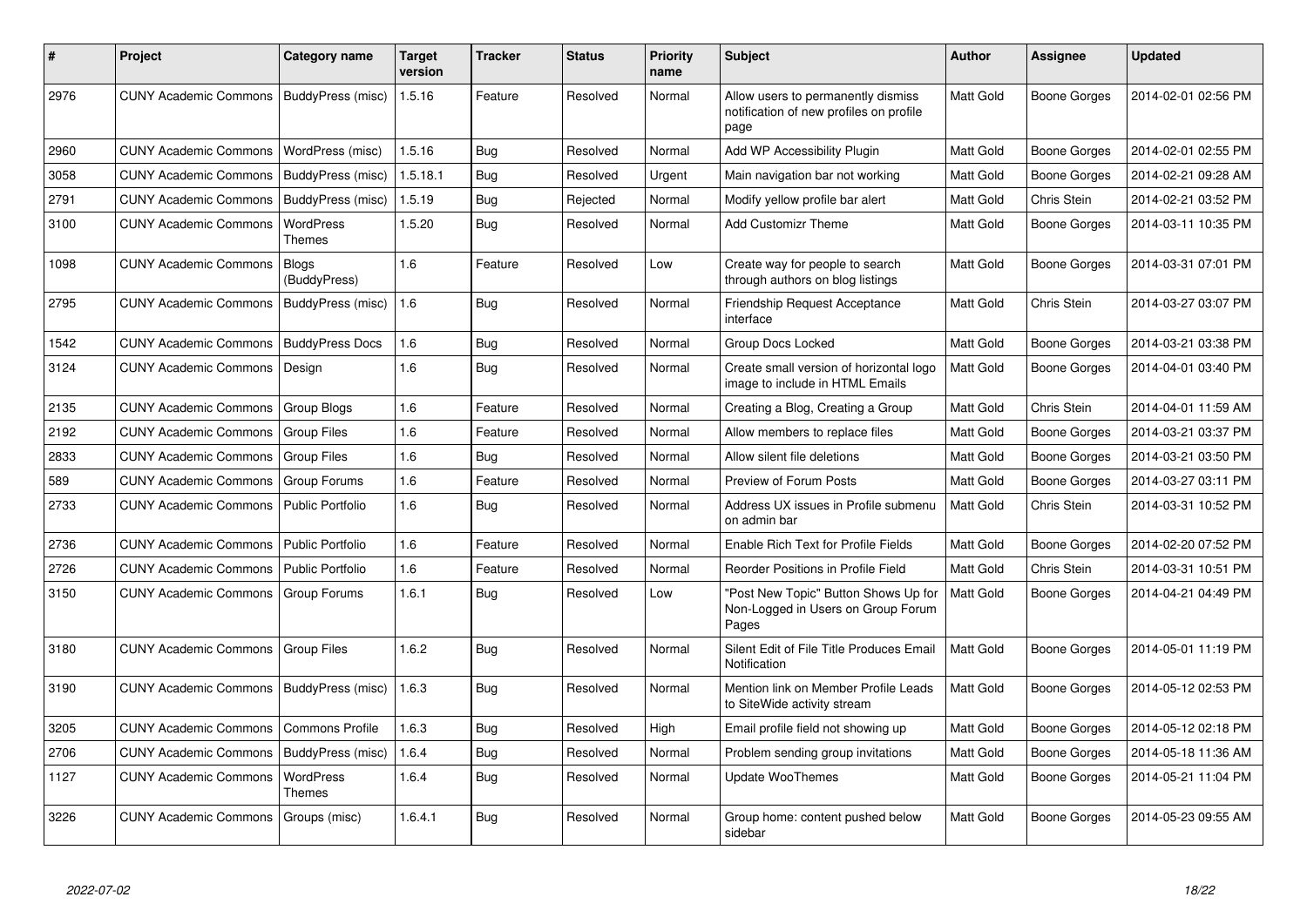| # | Project | Category name | Target version | Tracker | Status | Priority name | Subject | Author | Assignee | Updated |
|---|---|---|---|---|---|---|---|---|---|---|
| 2976 | CUNY Academic Commons | BuddyPress (misc) | 1.5.16 | Feature | Resolved | Normal | Allow users to permanently dismiss notification of new profiles on profile page | Matt Gold | Boone Gorges | 2014-02-01 02:56 PM |
| 2960 | CUNY Academic Commons | WordPress (misc) | 1.5.16 | Bug | Resolved | Normal | Add WP Accessibility Plugin | Matt Gold | Boone Gorges | 2014-02-01 02:55 PM |
| 3058 | CUNY Academic Commons | BuddyPress (misc) | 1.5.18.1 | Bug | Resolved | Urgent | Main navigation bar not working | Matt Gold | Boone Gorges | 2014-02-21 09:28 AM |
| 2791 | CUNY Academic Commons | BuddyPress (misc) | 1.5.19 | Bug | Rejected | Normal | Modify yellow profile bar alert | Matt Gold | Chris Stein | 2014-02-21 03:52 PM |
| 3100 | CUNY Academic Commons | WordPress Themes | 1.5.20 | Bug | Resolved | Normal | Add Customizr Theme | Matt Gold | Boone Gorges | 2014-03-11 10:35 PM |
| 1098 | CUNY Academic Commons | Blogs (BuddyPress) | 1.6 | Feature | Resolved | Low | Create way for people to search through authors on blog listings | Matt Gold | Boone Gorges | 2014-03-31 07:01 PM |
| 2795 | CUNY Academic Commons | BuddyPress (misc) | 1.6 | Bug | Resolved | Normal | Friendship Request Acceptance interface | Matt Gold | Chris Stein | 2014-03-27 03:07 PM |
| 1542 | CUNY Academic Commons | BuddyPress Docs | 1.6 | Bug | Resolved | Normal | Group Docs Locked | Matt Gold | Boone Gorges | 2014-03-21 03:38 PM |
| 3124 | CUNY Academic Commons | Design | 1.6 | Bug | Resolved | Normal | Create small version of horizontal logo image to include in HTML Emails | Matt Gold | Boone Gorges | 2014-04-01 03:40 PM |
| 2135 | CUNY Academic Commons | Group Blogs | 1.6 | Feature | Resolved | Normal | Creating a Blog, Creating a Group | Matt Gold | Chris Stein | 2014-04-01 11:59 AM |
| 2192 | CUNY Academic Commons | Group Files | 1.6 | Feature | Resolved | Normal | Allow members to replace files | Matt Gold | Boone Gorges | 2014-03-21 03:37 PM |
| 2833 | CUNY Academic Commons | Group Files | 1.6 | Bug | Resolved | Normal | Allow silent file deletions | Matt Gold | Boone Gorges | 2014-03-21 03:50 PM |
| 589 | CUNY Academic Commons | Group Forums | 1.6 | Feature | Resolved | Normal | Preview of Forum Posts | Matt Gold | Boone Gorges | 2014-03-27 03:11 PM |
| 2733 | CUNY Academic Commons | Public Portfolio | 1.6 | Bug | Resolved | Normal | Address UX issues in Profile submenu on admin bar | Matt Gold | Chris Stein | 2014-03-31 10:52 PM |
| 2736 | CUNY Academic Commons | Public Portfolio | 1.6 | Feature | Resolved | Normal | Enable Rich Text for Profile Fields | Matt Gold | Boone Gorges | 2014-02-20 07:52 PM |
| 2726 | CUNY Academic Commons | Public Portfolio | 1.6 | Feature | Resolved | Normal | Reorder Positions in Profile Field | Matt Gold | Chris Stein | 2014-03-31 10:51 PM |
| 3150 | CUNY Academic Commons | Group Forums | 1.6.1 | Bug | Resolved | Low | "Post New Topic" Button Shows Up for Non-Logged in Users on Group Forum Pages | Matt Gold | Boone Gorges | 2014-04-21 04:49 PM |
| 3180 | CUNY Academic Commons | Group Files | 1.6.2 | Bug | Resolved | Normal | Silent Edit of File Title Produces Email Notification | Matt Gold | Boone Gorges | 2014-05-01 11:19 PM |
| 3190 | CUNY Academic Commons | BuddyPress (misc) | 1.6.3 | Bug | Resolved | Normal | Mention link on Member Profile Leads to SiteWide activity stream | Matt Gold | Boone Gorges | 2014-05-12 02:53 PM |
| 3205 | CUNY Academic Commons | Commons Profile | 1.6.3 | Bug | Resolved | High | Email profile field not showing up | Matt Gold | Boone Gorges | 2014-05-12 02:18 PM |
| 2706 | CUNY Academic Commons | BuddyPress (misc) | 1.6.4 | Bug | Resolved | Normal | Problem sending group invitations | Matt Gold | Boone Gorges | 2014-05-18 11:36 AM |
| 1127 | CUNY Academic Commons | WordPress Themes | 1.6.4 | Bug | Resolved | Normal | Update WooThemes | Matt Gold | Boone Gorges | 2014-05-21 11:04 PM |
| 3226 | CUNY Academic Commons | Groups (misc) | 1.6.4.1 | Bug | Resolved | Normal | Group home: content pushed below sidebar | Matt Gold | Boone Gorges | 2014-05-23 09:55 AM |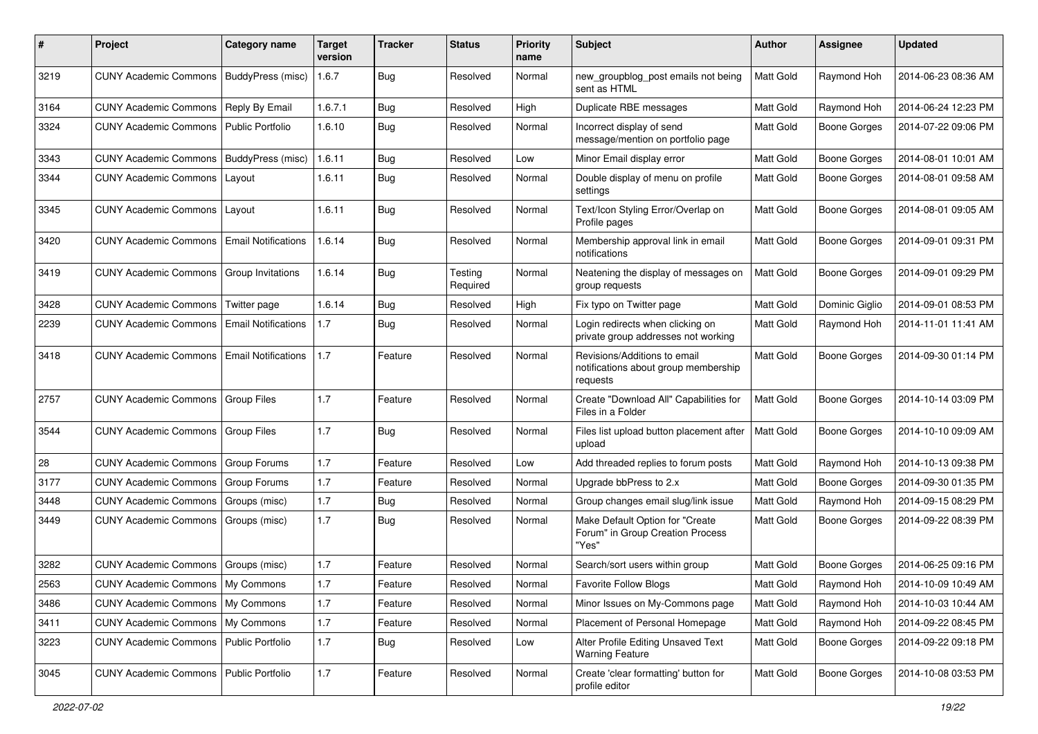| # | Project | Category name | Target version | Tracker | Status | Priority name | Subject | Author | Assignee | Updated |
|---|---|---|---|---|---|---|---|---|---|---|
| 3219 | CUNY Academic Commons | BuddyPress (misc) | 1.6.7 | Bug | Resolved | Normal | new_groupblog_post emails not being sent as HTML | Matt Gold | Raymond Hoh | 2014-06-23 08:36 AM |
| 3164 | CUNY Academic Commons | Reply By Email | 1.6.7.1 | Bug | Resolved | High | Duplicate RBE messages | Matt Gold | Raymond Hoh | 2014-06-24 12:23 PM |
| 3324 | CUNY Academic Commons | Public Portfolio | 1.6.10 | Bug | Resolved | Normal | Incorrect display of send message/mention on portfolio page | Matt Gold | Boone Gorges | 2014-07-22 09:06 PM |
| 3343 | CUNY Academic Commons | BuddyPress (misc) | 1.6.11 | Bug | Resolved | Low | Minor Email display error | Matt Gold | Boone Gorges | 2014-08-01 10:01 AM |
| 3344 | CUNY Academic Commons | Layout | 1.6.11 | Bug | Resolved | Normal | Double display of menu on profile settings | Matt Gold | Boone Gorges | 2014-08-01 09:58 AM |
| 3345 | CUNY Academic Commons | Layout | 1.6.11 | Bug | Resolved | Normal | Text/Icon Styling Error/Overlap on Profile pages | Matt Gold | Boone Gorges | 2014-08-01 09:05 AM |
| 3420 | CUNY Academic Commons | Email Notifications | 1.6.14 | Bug | Resolved | Normal | Membership approval link in email notifications | Matt Gold | Boone Gorges | 2014-09-01 09:31 PM |
| 3419 | CUNY Academic Commons | Group Invitations | 1.6.14 | Bug | Testing Required | Normal | Neatening the display of messages on group requests | Matt Gold | Boone Gorges | 2014-09-01 09:29 PM |
| 3428 | CUNY Academic Commons | Twitter page | 1.6.14 | Bug | Resolved | High | Fix typo on Twitter page | Matt Gold | Dominic Giglio | 2014-09-01 08:53 PM |
| 2239 | CUNY Academic Commons | Email Notifications | 1.7 | Bug | Resolved | Normal | Login redirects when clicking on private group addresses not working | Matt Gold | Raymond Hoh | 2014-11-01 11:41 AM |
| 3418 | CUNY Academic Commons | Email Notifications | 1.7 | Feature | Resolved | Normal | Revisions/Additions to email notifications about group membership requests | Matt Gold | Boone Gorges | 2014-09-30 01:14 PM |
| 2757 | CUNY Academic Commons | Group Files | 1.7 | Feature | Resolved | Normal | Create "Download All" Capabilities for Files in a Folder | Matt Gold | Boone Gorges | 2014-10-14 03:09 PM |
| 3544 | CUNY Academic Commons | Group Files | 1.7 | Bug | Resolved | Normal | Files list upload button placement after upload | Matt Gold | Boone Gorges | 2014-10-10 09:09 AM |
| 28 | CUNY Academic Commons | Group Forums | 1.7 | Feature | Resolved | Low | Add threaded replies to forum posts | Matt Gold | Raymond Hoh | 2014-10-13 09:38 PM |
| 3177 | CUNY Academic Commons | Group Forums | 1.7 | Feature | Resolved | Normal | Upgrade bbPress to 2.x | Matt Gold | Boone Gorges | 2014-09-30 01:35 PM |
| 3448 | CUNY Academic Commons | Groups (misc) | 1.7 | Bug | Resolved | Normal | Group changes email slug/link issue | Matt Gold | Raymond Hoh | 2014-09-15 08:29 PM |
| 3449 | CUNY Academic Commons | Groups (misc) | 1.7 | Bug | Resolved | Normal | Make Default Option for "Create Forum" in Group Creation Process "Yes" | Matt Gold | Boone Gorges | 2014-09-22 08:39 PM |
| 3282 | CUNY Academic Commons | Groups (misc) | 1.7 | Feature | Resolved | Normal | Search/sort users within group | Matt Gold | Boone Gorges | 2014-06-25 09:16 PM |
| 2563 | CUNY Academic Commons | My Commons | 1.7 | Feature | Resolved | Normal | Favorite Follow Blogs | Matt Gold | Raymond Hoh | 2014-10-09 10:49 AM |
| 3486 | CUNY Academic Commons | My Commons | 1.7 | Feature | Resolved | Normal | Minor Issues on My-Commons page | Matt Gold | Raymond Hoh | 2014-10-03 10:44 AM |
| 3411 | CUNY Academic Commons | My Commons | 1.7 | Feature | Resolved | Normal | Placement of Personal Homepage | Matt Gold | Raymond Hoh | 2014-09-22 08:45 PM |
| 3223 | CUNY Academic Commons | Public Portfolio | 1.7 | Bug | Resolved | Low | Alter Profile Editing Unsaved Text Warning Feature | Matt Gold | Boone Gorges | 2014-09-22 09:18 PM |
| 3045 | CUNY Academic Commons | Public Portfolio | 1.7 | Feature | Resolved | Normal | Create 'clear formatting' button for profile editor | Matt Gold | Boone Gorges | 2014-10-08 03:53 PM |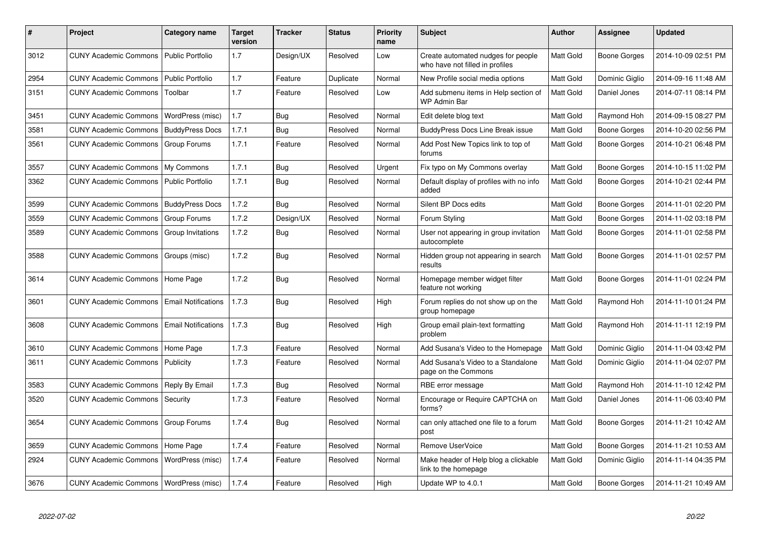| # | Project | Category name | Target version | Tracker | Status | Priority name | Subject | Author | Assignee | Updated |
|---|---|---|---|---|---|---|---|---|---|---|
| 3012 | CUNY Academic Commons | Public Portfolio | 1.7 | Design/UX | Resolved | Low | Create automated nudges for people who have not filled in profiles | Matt Gold | Boone Gorges | 2014-10-09 02:51 PM |
| 2954 | CUNY Academic Commons | Public Portfolio | 1.7 | Feature | Duplicate | Normal | New Profile social media options | Matt Gold | Dominic Giglio | 2014-09-16 11:48 AM |
| 3151 | CUNY Academic Commons | Toolbar | 1.7 | Feature | Resolved | Low | Add submenu items in Help section of WP Admin Bar | Matt Gold | Daniel Jones | 2014-07-11 08:14 PM |
| 3451 | CUNY Academic Commons | WordPress (misc) | 1.7 | Bug | Resolved | Normal | Edit delete blog text | Matt Gold | Raymond Hoh | 2014-09-15 08:27 PM |
| 3581 | CUNY Academic Commons | BuddyPress Docs | 1.7.1 | Bug | Resolved | Normal | BuddyPress Docs Line Break issue | Matt Gold | Boone Gorges | 2014-10-20 02:56 PM |
| 3561 | CUNY Academic Commons | Group Forums | 1.7.1 | Feature | Resolved | Normal | Add Post New Topics link to top of forums | Matt Gold | Boone Gorges | 2014-10-21 06:48 PM |
| 3557 | CUNY Academic Commons | My Commons | 1.7.1 | Bug | Resolved | Urgent | Fix typo on My Commons overlay | Matt Gold | Boone Gorges | 2014-10-15 11:02 PM |
| 3362 | CUNY Academic Commons | Public Portfolio | 1.7.1 | Bug | Resolved | Normal | Default display of profiles with no info added | Matt Gold | Boone Gorges | 2014-10-21 02:44 PM |
| 3599 | CUNY Academic Commons | BuddyPress Docs | 1.7.2 | Bug | Resolved | Normal | Silent BP Docs edits | Matt Gold | Boone Gorges | 2014-11-01 02:20 PM |
| 3559 | CUNY Academic Commons | Group Forums | 1.7.2 | Design/UX | Resolved | Normal | Forum Styling | Matt Gold | Boone Gorges | 2014-11-02 03:18 PM |
| 3589 | CUNY Academic Commons | Group Invitations | 1.7.2 | Bug | Resolved | Normal | User not appearing in group invitation autocomplete | Matt Gold | Boone Gorges | 2014-11-01 02:58 PM |
| 3588 | CUNY Academic Commons | Groups (misc) | 1.7.2 | Bug | Resolved | Normal | Hidden group not appearing in search results | Matt Gold | Boone Gorges | 2014-11-01 02:57 PM |
| 3614 | CUNY Academic Commons | Home Page | 1.7.2 | Bug | Resolved | Normal | Homepage member widget filter feature not working | Matt Gold | Boone Gorges | 2014-11-01 02:24 PM |
| 3601 | CUNY Academic Commons | Email Notifications | 1.7.3 | Bug | Resolved | High | Forum replies do not show up on the group homepage | Matt Gold | Raymond Hoh | 2014-11-10 01:24 PM |
| 3608 | CUNY Academic Commons | Email Notifications | 1.7.3 | Bug | Resolved | High | Group email plain-text formatting problem | Matt Gold | Raymond Hoh | 2014-11-11 12:19 PM |
| 3610 | CUNY Academic Commons | Home Page | 1.7.3 | Feature | Resolved | Normal | Add Susana's Video to the Homepage | Matt Gold | Dominic Giglio | 2014-11-04 03:42 PM |
| 3611 | CUNY Academic Commons | Publicity | 1.7.3 | Feature | Resolved | Normal | Add Susana's Video to a Standalone page on the Commons | Matt Gold | Dominic Giglio | 2014-11-04 02:07 PM |
| 3583 | CUNY Academic Commons | Reply By Email | 1.7.3 | Bug | Resolved | Normal | RBE error message | Matt Gold | Raymond Hoh | 2014-11-10 12:42 PM |
| 3520 | CUNY Academic Commons | Security | 1.7.3 | Feature | Resolved | Normal | Encourage or Require CAPTCHA on forms? | Matt Gold | Daniel Jones | 2014-11-06 03:40 PM |
| 3654 | CUNY Academic Commons | Group Forums | 1.7.4 | Bug | Resolved | Normal | can only attached one file to a forum post | Matt Gold | Boone Gorges | 2014-11-21 10:42 AM |
| 3659 | CUNY Academic Commons | Home Page | 1.7.4 | Feature | Resolved | Normal | Remove UserVoice | Matt Gold | Boone Gorges | 2014-11-21 10:53 AM |
| 2924 | CUNY Academic Commons | WordPress (misc) | 1.7.4 | Feature | Resolved | Normal | Make header of Help blog a clickable link to the homepage | Matt Gold | Dominic Giglio | 2014-11-14 04:35 PM |
| 3676 | CUNY Academic Commons | WordPress (misc) | 1.7.4 | Feature | Resolved | High | Update WP to 4.0.1 | Matt Gold | Boone Gorges | 2014-11-21 10:49 AM |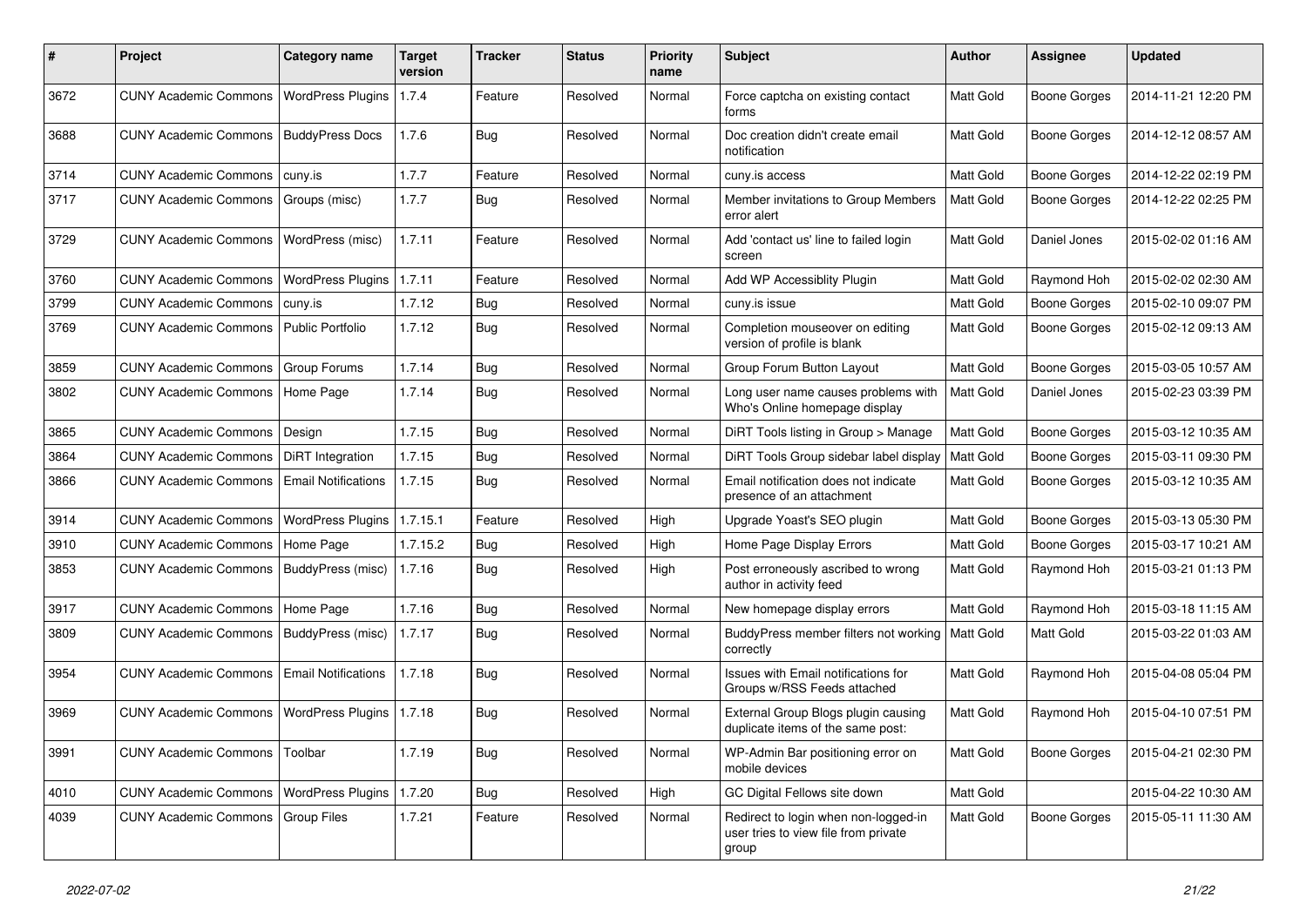| # | Project | Category name | Target version | Tracker | Status | Priority name | Subject | Author | Assignee | Updated |
|---|---|---|---|---|---|---|---|---|---|---|
| 3672 | CUNY Academic Commons | WordPress Plugins | 1.7.4 | Feature | Resolved | Normal | Force captcha on existing contact forms | Matt Gold | Boone Gorges | 2014-11-21 12:20 PM |
| 3688 | CUNY Academic Commons | BuddyPress Docs | 1.7.6 | Bug | Resolved | Normal | Doc creation didn't create email notification | Matt Gold | Boone Gorges | 2014-12-12 08:57 AM |
| 3714 | CUNY Academic Commons | cuny.is | 1.7.7 | Feature | Resolved | Normal | cuny.is access | Matt Gold | Boone Gorges | 2014-12-22 02:19 PM |
| 3717 | CUNY Academic Commons | Groups (misc) | 1.7.7 | Bug | Resolved | Normal | Member invitations to Group Members error alert | Matt Gold | Boone Gorges | 2014-12-22 02:25 PM |
| 3729 | CUNY Academic Commons | WordPress (misc) | 1.7.11 | Feature | Resolved | Normal | Add 'contact us' line to failed login screen | Matt Gold | Daniel Jones | 2015-02-02 01:16 AM |
| 3760 | CUNY Academic Commons | WordPress Plugins | 1.7.11 | Feature | Resolved | Normal | Add WP Accessiblity Plugin | Matt Gold | Raymond Hoh | 2015-02-02 02:30 AM |
| 3799 | CUNY Academic Commons | cuny.is | 1.7.12 | Bug | Resolved | Normal | cuny.is issue | Matt Gold | Boone Gorges | 2015-02-10 09:07 PM |
| 3769 | CUNY Academic Commons | Public Portfolio | 1.7.12 | Bug | Resolved | Normal | Completion mouseover on editing version of profile is blank | Matt Gold | Boone Gorges | 2015-02-12 09:13 AM |
| 3859 | CUNY Academic Commons | Group Forums | 1.7.14 | Bug | Resolved | Normal | Group Forum Button Layout | Matt Gold | Boone Gorges | 2015-03-05 10:57 AM |
| 3802 | CUNY Academic Commons | Home Page | 1.7.14 | Bug | Resolved | Normal | Long user name causes problems with Who's Online homepage display | Matt Gold | Daniel Jones | 2015-02-23 03:39 PM |
| 3865 | CUNY Academic Commons | Design | 1.7.15 | Bug | Resolved | Normal | DiRT Tools listing in Group > Manage | Matt Gold | Boone Gorges | 2015-03-12 10:35 AM |
| 3864 | CUNY Academic Commons | DiRT Integration | 1.7.15 | Bug | Resolved | Normal | DiRT Tools Group sidebar label display | Matt Gold | Boone Gorges | 2015-03-11 09:30 PM |
| 3866 | CUNY Academic Commons | Email Notifications | 1.7.15 | Bug | Resolved | Normal | Email notification does not indicate presence of an attachment | Matt Gold | Boone Gorges | 2015-03-12 10:35 AM |
| 3914 | CUNY Academic Commons | WordPress Plugins | 1.7.15.1 | Feature | Resolved | High | Upgrade Yoast's SEO plugin | Matt Gold | Boone Gorges | 2015-03-13 05:30 PM |
| 3910 | CUNY Academic Commons | Home Page | 1.7.15.2 | Bug | Resolved | High | Home Page Display Errors | Matt Gold | Boone Gorges | 2015-03-17 10:21 AM |
| 3853 | CUNY Academic Commons | BuddyPress (misc) | 1.7.16 | Bug | Resolved | High | Post erroneously ascribed to wrong author in activity feed | Matt Gold | Raymond Hoh | 2015-03-21 01:13 PM |
| 3917 | CUNY Academic Commons | Home Page | 1.7.16 | Bug | Resolved | Normal | New homepage display errors | Matt Gold | Raymond Hoh | 2015-03-18 11:15 AM |
| 3809 | CUNY Academic Commons | BuddyPress (misc) | 1.7.17 | Bug | Resolved | Normal | BuddyPress member filters not working correctly | Matt Gold | Matt Gold | 2015-03-22 01:03 AM |
| 3954 | CUNY Academic Commons | Email Notifications | 1.7.18 | Bug | Resolved | Normal | Issues with Email notifications for Groups w/RSS Feeds attached | Matt Gold | Raymond Hoh | 2015-04-08 05:04 PM |
| 3969 | CUNY Academic Commons | WordPress Plugins | 1.7.18 | Bug | Resolved | Normal | External Group Blogs plugin causing duplicate items of the same post: | Matt Gold | Raymond Hoh | 2015-04-10 07:51 PM |
| 3991 | CUNY Academic Commons | Toolbar | 1.7.19 | Bug | Resolved | Normal | WP-Admin Bar positioning error on mobile devices | Matt Gold | Boone Gorges | 2015-04-21 02:30 PM |
| 4010 | CUNY Academic Commons | WordPress Plugins | 1.7.20 | Bug | Resolved | High | GC Digital Fellows site down | Matt Gold | | 2015-04-22 10:30 AM |
| 4039 | CUNY Academic Commons | Group Files | 1.7.21 | Feature | Resolved | Normal | Redirect to login when non-logged-in user tries to view file from private group | Matt Gold | Boone Gorges | 2015-05-11 11:30 AM |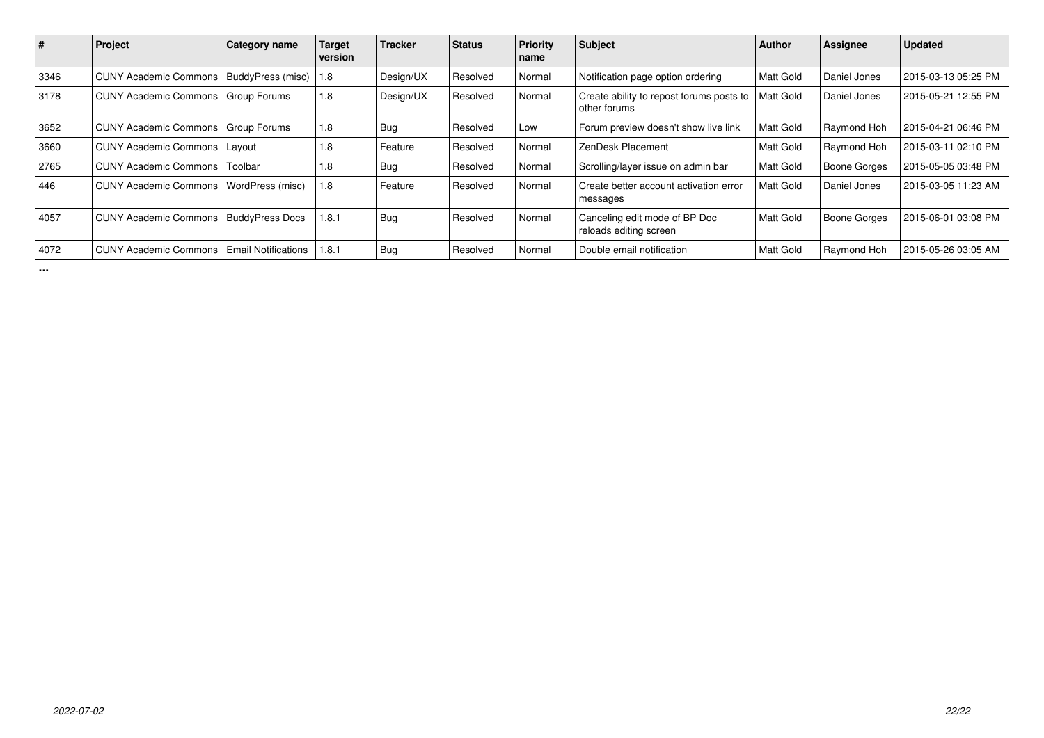| # | Project | Category name | Target version | Tracker | Status | Priority name | Subject | Author | Assignee | Updated |
|---|---|---|---|---|---|---|---|---|---|---|
| 3346 | CUNY Academic Commons | BuddyPress (misc) | 1.8 | Design/UX | Resolved | Normal | Notification page option ordering | Matt Gold | Daniel Jones | 2015-03-13 05:25 PM |
| 3178 | CUNY Academic Commons | Group Forums | 1.8 | Design/UX | Resolved | Normal | Create ability to repost forums posts to other forums | Matt Gold | Daniel Jones | 2015-05-21 12:55 PM |
| 3652 | CUNY Academic Commons | Group Forums | 1.8 | Bug | Resolved | Low | Forum preview doesn't show live link | Matt Gold | Raymond Hoh | 2015-04-21 06:46 PM |
| 3660 | CUNY Academic Commons | Layout | 1.8 | Feature | Resolved | Normal | ZenDesk Placement | Matt Gold | Raymond Hoh | 2015-03-11 02:10 PM |
| 2765 | CUNY Academic Commons | Toolbar | 1.8 | Bug | Resolved | Normal | Scrolling/layer issue on admin bar | Matt Gold | Boone Gorges | 2015-05-05 03:48 PM |
| 446 | CUNY Academic Commons | WordPress (misc) | 1.8 | Feature | Resolved | Normal | Create better account activation error messages | Matt Gold | Daniel Jones | 2015-03-05 11:23 AM |
| 4057 | CUNY Academic Commons | BuddyPress Docs | 1.8.1 | Bug | Resolved | Normal | Canceling edit mode of BP Doc reloads editing screen | Matt Gold | Boone Gorges | 2015-06-01 03:08 PM |
| 4072 | CUNY Academic Commons | Email Notifications | 1.8.1 | Bug | Resolved | Normal | Double email notification | Matt Gold | Raymond Hoh | 2015-05-26 03:05 AM |

...